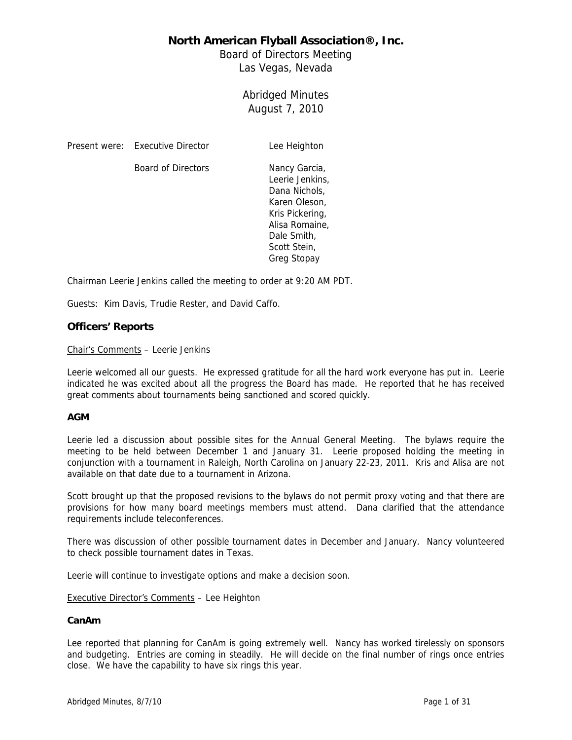# North American Flyball Association®, Inc.

Board of Directors Meeting
Las Vegas, Nevada

Abridged Minutes
August 7, 2010

| Present were: | Executive Director | Lee Heighton |
|---|---|---|
| | Board of Directors | Nancy Garcia, Leerie Jenkins, Dana Nichols, Karen Oleson, Kris Pickering, Alisa Romaine, Dale Smith, Scott Stein, Greg Stopay |

Chairman Leerie Jenkins called the meeting to order at 9:20 AM PDT.

Guests: Kim Davis, Trudie Rester, and David Caffo.

## Officers' Reports

Chair's Comments – Leerie Jenkins

Leerie welcomed all our guests. He expressed gratitude for all the hard work everyone has put in. Leerie indicated he was excited about all the progress the Board has made. He reported that he has received great comments about tournaments being sanctioned and scored quickly.

### AGM

Leerie led a discussion about possible sites for the Annual General Meeting. The bylaws require the meeting to be held between December 1 and January 31. Leerie proposed holding the meeting in conjunction with a tournament in Raleigh, North Carolina on January 22-23, 2011. Kris and Alisa are not available on that date due to a tournament in Arizona.

Scott brought up that the proposed revisions to the bylaws do not permit proxy voting and that there are provisions for how many board meetings members must attend. Dana clarified that the attendance requirements include teleconferences.

There was discussion of other possible tournament dates in December and January. Nancy volunteered to check possible tournament dates in Texas.

Leerie will continue to investigate options and make a decision soon.

Executive Director's Comments – Lee Heighton

### CanAm

Lee reported that planning for CanAm is going extremely well. Nancy has worked tirelessly on sponsors and budgeting. Entries are coming in steadily. He will decide on the final number of rings once entries close. We have the capability to have six rings this year.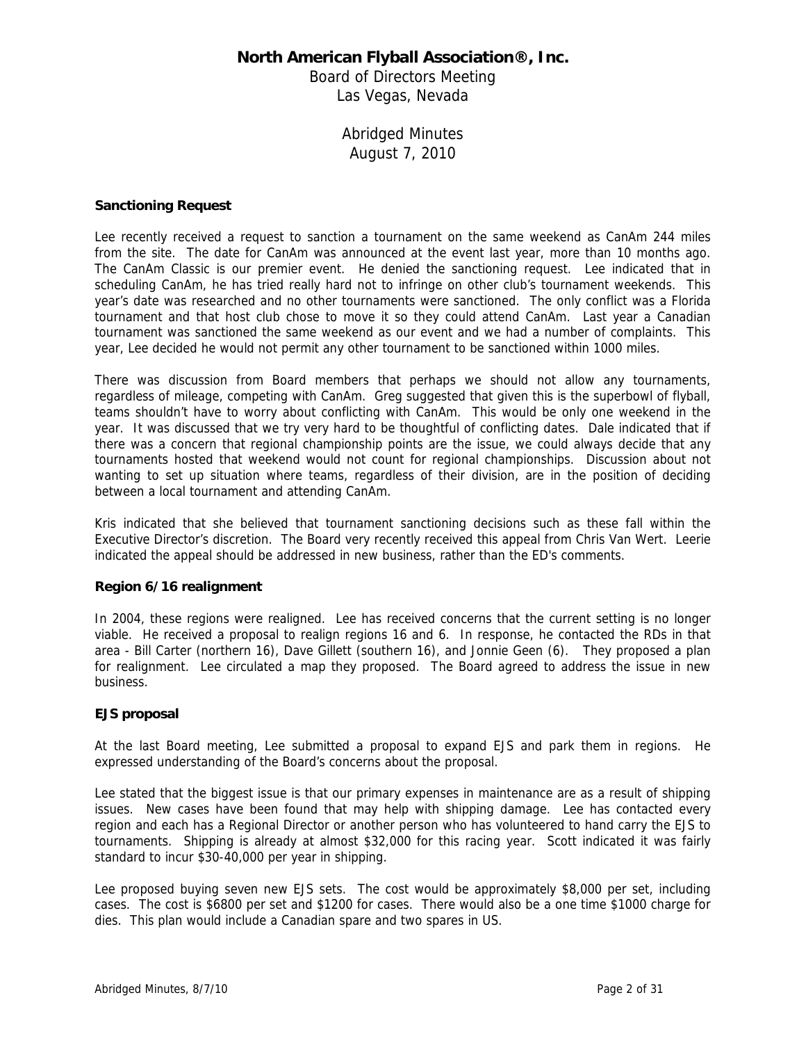# North American Flyball Association®, Inc.

Board of Directors Meeting
Las Vegas, Nevada

Abridged Minutes
August 7, 2010

**Sanctioning Request**

Lee recently received a request to sanction a tournament on the same weekend as CanAm 244 miles from the site. The date for CanAm was announced at the event last year, more than 10 months ago. The CanAm Classic is our premier event. He denied the sanctioning request. Lee indicated that in scheduling CanAm, he has tried really hard not to infringe on other club's tournament weekends. This year's date was researched and no other tournaments were sanctioned. The only conflict was a Florida tournament and that host club chose to move it so they could attend CanAm. Last year a Canadian tournament was sanctioned the same weekend as our event and we had a number of complaints. This year, Lee decided he would not permit any other tournament to be sanctioned within 1000 miles.

There was discussion from Board members that perhaps we should not allow any tournaments, regardless of mileage, competing with CanAm. Greg suggested that given this is the superbowl of flyball, teams shouldn't have to worry about conflicting with CanAm. This would be only one weekend in the year. It was discussed that we try very hard to be thoughtful of conflicting dates. Dale indicated that if there was a concern that regional championship points are the issue, we could always decide that any tournaments hosted that weekend would not count for regional championships. Discussion about not wanting to set up situation where teams, regardless of their division, are in the position of deciding between a local tournament and attending CanAm.

Kris indicated that she believed that tournament sanctioning decisions such as these fall within the Executive Director's discretion. The Board very recently received this appeal from Chris Van Wert. Leerie indicated the appeal should be addressed in new business, rather than the ED's comments.

**Region 6/16 realignment**

In 2004, these regions were realigned. Lee has received concerns that the current setting is no longer viable. He received a proposal to realign regions 16 and 6. In response, he contacted the RDs in that area - Bill Carter (northern 16), Dave Gillett (southern 16), and Jonnie Geen (6). They proposed a plan for realignment. Lee circulated a map they proposed. The Board agreed to address the issue in new business.

**EJS proposal**

At the last Board meeting, Lee submitted a proposal to expand EJS and park them in regions. He expressed understanding of the Board's concerns about the proposal.

Lee stated that the biggest issue is that our primary expenses in maintenance are as a result of shipping issues. New cases have been found that may help with shipping damage. Lee has contacted every region and each has a Regional Director or another person who has volunteered to hand carry the EJS to tournaments. Shipping is already at almost $32,000 for this racing year. Scott indicated it was fairly standard to incur $30-40,000 per year in shipping.

Lee proposed buying seven new EJS sets. The cost would be approximately $8,000 per set, including cases. The cost is $6800 per set and $1200 for cases. There would also be a one time $1000 charge for dies. This plan would include a Canadian spare and two spares in US.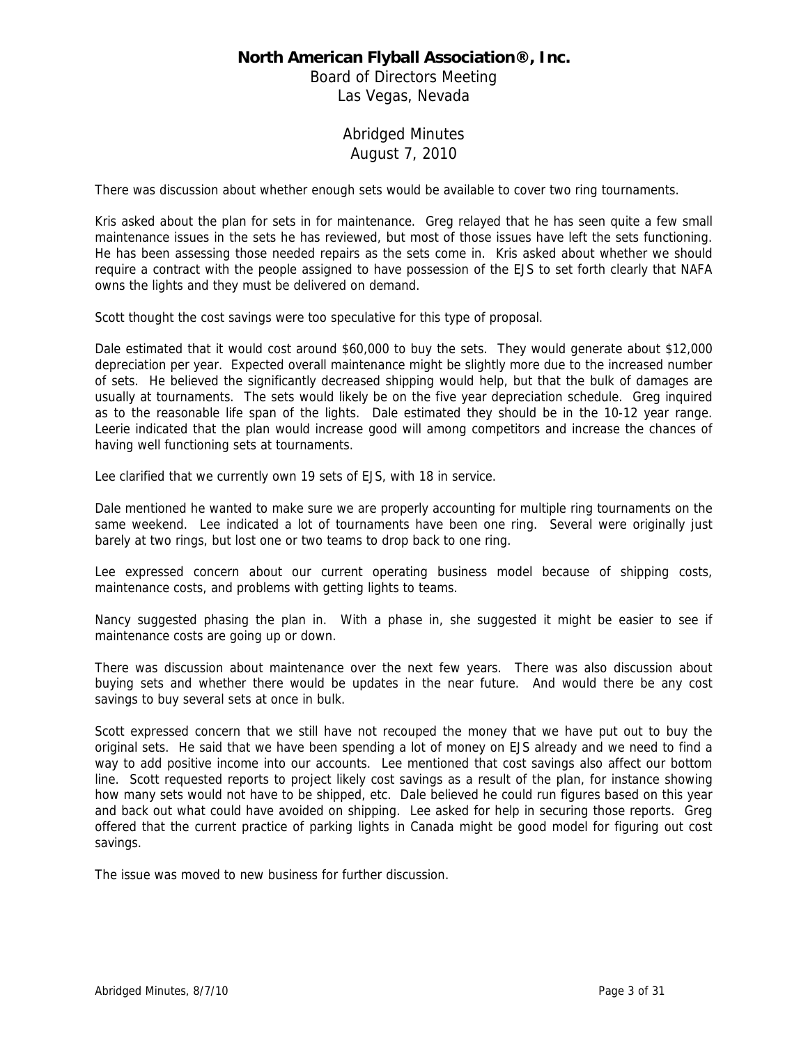# North American Flyball Association®, Inc.

Board of Directors Meeting
Las Vegas, Nevada

Abridged Minutes
August 7, 2010

There was discussion about whether enough sets would be available to cover two ring tournaments.

Kris asked about the plan for sets in for maintenance. Greg relayed that he has seen quite a few small maintenance issues in the sets he has reviewed, but most of those issues have left the sets functioning. He has been assessing those needed repairs as the sets come in. Kris asked about whether we should require a contract with the people assigned to have possession of the EJS to set forth clearly that NAFA owns the lights and they must be delivered on demand.

Scott thought the cost savings were too speculative for this type of proposal.

Dale estimated that it would cost around $60,000 to buy the sets. They would generate about $12,000 depreciation per year. Expected overall maintenance might be slightly more due to the increased number of sets. He believed the significantly decreased shipping would help, but that the bulk of damages are usually at tournaments. The sets would likely be on the five year depreciation schedule. Greg inquired as to the reasonable life span of the lights. Dale estimated they should be in the 10-12 year range. Leerie indicated that the plan would increase good will among competitors and increase the chances of having well functioning sets at tournaments.

Lee clarified that we currently own 19 sets of EJS, with 18 in service.

Dale mentioned he wanted to make sure we are properly accounting for multiple ring tournaments on the same weekend. Lee indicated a lot of tournaments have been one ring. Several were originally just barely at two rings, but lost one or two teams to drop back to one ring.

Lee expressed concern about our current operating business model because of shipping costs, maintenance costs, and problems with getting lights to teams.

Nancy suggested phasing the plan in. With a phase in, she suggested it might be easier to see if maintenance costs are going up or down.

There was discussion about maintenance over the next few years. There was also discussion about buying sets and whether there would be updates in the near future. And would there be any cost savings to buy several sets at once in bulk.

Scott expressed concern that we still have not recouped the money that we have put out to buy the original sets. He said that we have been spending a lot of money on EJS already and we need to find a way to add positive income into our accounts. Lee mentioned that cost savings also affect our bottom line. Scott requested reports to project likely cost savings as a result of the plan, for instance showing how many sets would not have to be shipped, etc. Dale believed he could run figures based on this year and back out what could have avoided on shipping. Lee asked for help in securing those reports. Greg offered that the current practice of parking lights in Canada might be good model for figuring out cost savings.

The issue was moved to new business for further discussion.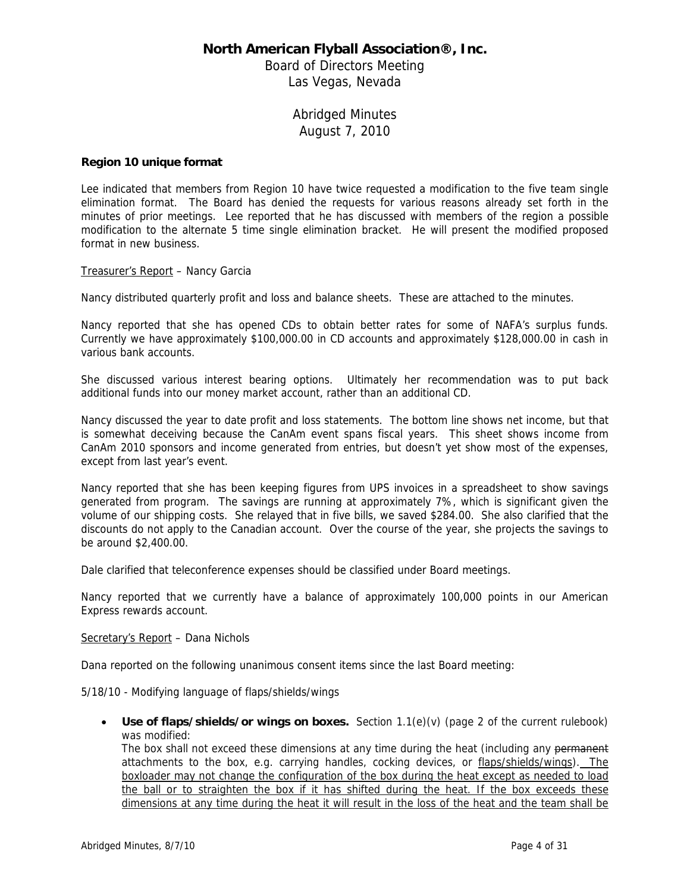# North American Flyball Association®, Inc.

Board of Directors Meeting
Las Vegas, Nevada

Abridged Minutes
August 7, 2010

**Region 10 unique format**

Lee indicated that members from Region 10 have twice requested a modification to the five team single elimination format. The Board has denied the requests for various reasons already set forth in the minutes of prior meetings. Lee reported that he has discussed with members of the region a possible modification to the alternate 5 time single elimination bracket. He will present the modified proposed format in new business.

<u>Treasurer's Report</u> – Nancy Garcia

Nancy distributed quarterly profit and loss and balance sheets. These are attached to the minutes.

Nancy reported that she has opened CDs to obtain better rates for some of NAFA's surplus funds. Currently we have approximately $100,000.00 in CD accounts and approximately $128,000.00 in cash in various bank accounts.

She discussed various interest bearing options. Ultimately her recommendation was to put back additional funds into our money market account, rather than an additional CD.

Nancy discussed the year to date profit and loss statements. The bottom line shows net income, but that is somewhat deceiving because the CanAm event spans fiscal years. This sheet shows income from CanAm 2010 sponsors and income generated from entries, but doesn't yet show most of the expenses, except from last year's event.

Nancy reported that she has been keeping figures from UPS invoices in a spreadsheet to show savings generated from program. The savings are running at approximately 7%, which is significant given the volume of our shipping costs. She relayed that in five bills, we saved $284.00. She also clarified that the discounts do not apply to the Canadian account. Over the course of the year, she projects the savings to be around $2,400.00.

Dale clarified that teleconference expenses should be classified under Board meetings.

Nancy reported that we currently have a balance of approximately 100,000 points in our American Express rewards account.

<u>Secretary's Report</u> – Dana Nichols

Dana reported on the following unanimous consent items since the last Board meeting:

5/18/10 - Modifying language of flaps/shields/wings

- **Use of flaps/shields/or wings on boxes.** Section 1.1(e)(v) (page 2 of the current rulebook) was modified:
  The box shall not exceed these dimensions at any time during the heat (including any ~~permanent~~ attachments to the box, e.g. carrying handles, cocking devices, or <u>flaps/shields/wings</u>). <u>The boxloader may not change the configuration of the box during the heat except as needed to load the ball or to straighten the box if it has shifted during the heat. If the box exceeds these dimensions at any time during the heat it will result in the loss of the heat and the team shall be</u>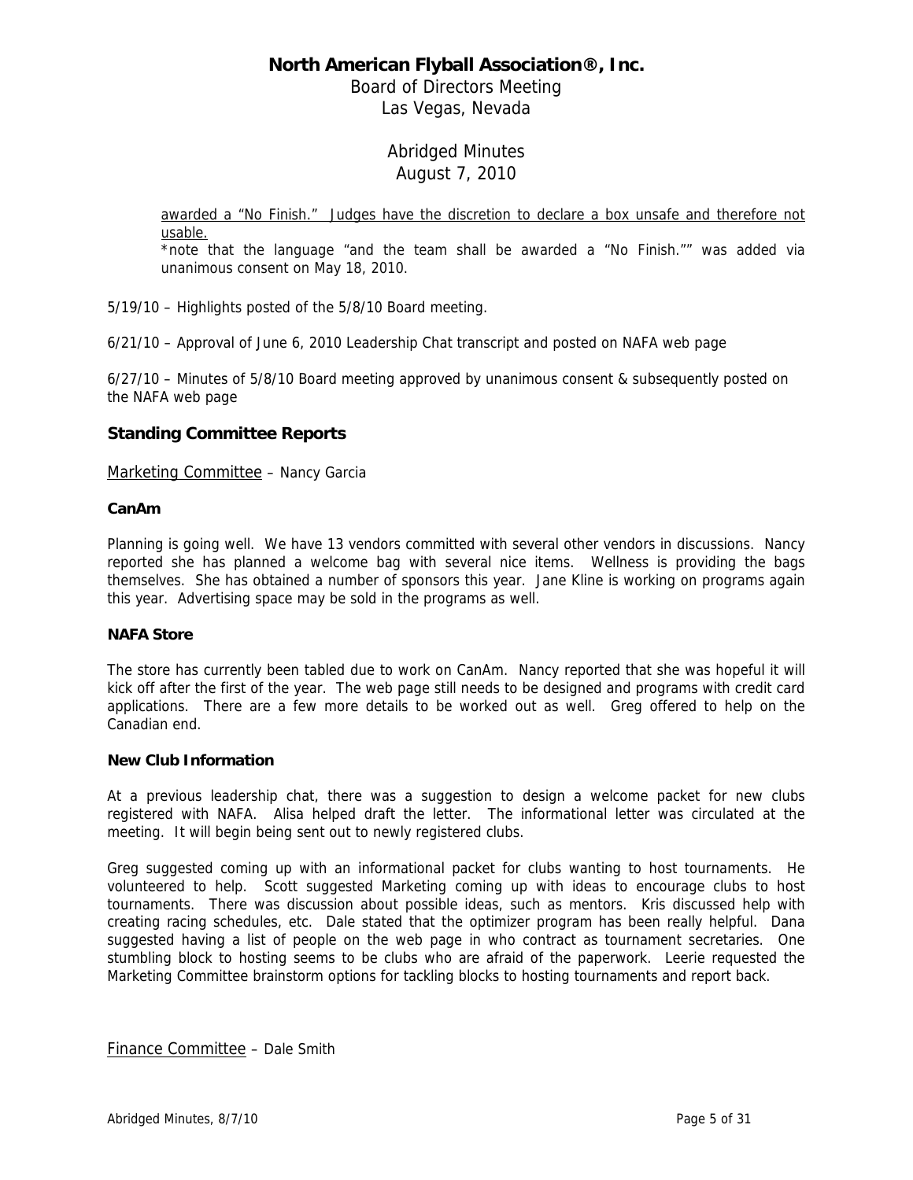awarded a "No Finish." Judges have the discretion to declare a box unsafe and therefore not usable.

*note that the language "and the team shall be awarded a "No Finish."" was added via unanimous consent on May 18, 2010.

5/19/10 – Highlights posted of the 5/8/10 Board meeting.

6/21/10 – Approval of June 6, 2010 Leadership Chat transcript and posted on NAFA web page

6/27/10 – Minutes of 5/8/10 Board meeting approved by unanimous consent & subsequently posted on the NAFA web page

## Standing Committee Reports

Marketing Committee – Nancy Garcia

**CanAm**

Planning is going well. We have 13 vendors committed with several other vendors in discussions. Nancy reported she has planned a welcome bag with several nice items. Wellness is providing the bags themselves. She has obtained a number of sponsors this year. Jane Kline is working on programs again this year. Advertising space may be sold in the programs as well.

**NAFA Store**

The store has currently been tabled due to work on CanAm. Nancy reported that she was hopeful it will kick off after the first of the year. The web page still needs to be designed and programs with credit card applications. There are a few more details to be worked out as well. Greg offered to help on the Canadian end.

**New Club Information**

At a previous leadership chat, there was a suggestion to design a welcome packet for new clubs registered with NAFA. Alisa helped draft the letter. The informational letter was circulated at the meeting. It will begin being sent out to newly registered clubs.

Greg suggested coming up with an informational packet for clubs wanting to host tournaments. He volunteered to help. Scott suggested Marketing coming up with ideas to encourage clubs to host tournaments. There was discussion about possible ideas, such as mentors. Kris discussed help with creating racing schedules, etc. Dale stated that the optimizer program has been really helpful. Dana suggested having a list of people on the web page in who contract as tournament secretaries. One stumbling block to hosting seems to be clubs who are afraid of the paperwork. Leerie requested the Marketing Committee brainstorm options for tackling blocks to hosting tournaments and report back.

Finance Committee – Dale Smith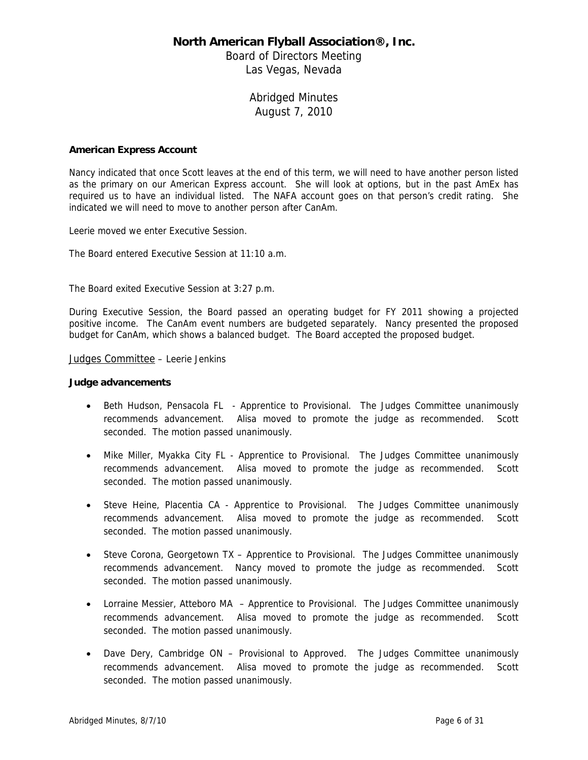# North American Flyball Association®, Inc.

Board of Directors Meeting
Las Vegas, Nevada

Abridged Minutes
August 7, 2010

**American Express Account**

Nancy indicated that once Scott leaves at the end of this term, we will need to have another person listed as the primary on our American Express account. She will look at options, but in the past AmEx has required us to have an individual listed. The NAFA account goes on that person's credit rating. She indicated we will need to move to another person after CanAm.

Leerie moved we enter Executive Session.

The Board entered Executive Session at 11:10 a.m.

The Board exited Executive Session at 3:27 p.m.

During Executive Session, the Board passed an operating budget for FY 2011 showing a projected positive income. The CanAm event numbers are budgeted separately. Nancy presented the proposed budget for CanAm, which shows a balanced budget. The Board accepted the proposed budget.

<u>Judges Committee</u> – Leerie Jenkins

**Judge advancements**

- Beth Hudson, Pensacola FL - Apprentice to Provisional. The Judges Committee unanimously recommends advancement. Alisa moved to promote the judge as recommended. Scott seconded. The motion passed unanimously.
- Mike Miller, Myakka City FL - Apprentice to Provisional. The Judges Committee unanimously recommends advancement. Alisa moved to promote the judge as recommended. Scott seconded. The motion passed unanimously.
- Steve Heine, Placentia CA - Apprentice to Provisional. The Judges Committee unanimously recommends advancement. Alisa moved to promote the judge as recommended. Scott seconded. The motion passed unanimously.
- Steve Corona, Georgetown TX – Apprentice to Provisional. The Judges Committee unanimously recommends advancement. Nancy moved to promote the judge as recommended. Scott seconded. The motion passed unanimously.
- Lorraine Messier, Atteboro MA – Apprentice to Provisional. The Judges Committee unanimously recommends advancement. Alisa moved to promote the judge as recommended. Scott seconded. The motion passed unanimously.
- Dave Dery, Cambridge ON – Provisional to Approved. The Judges Committee unanimously recommends advancement. Alisa moved to promote the judge as recommended. Scott seconded. The motion passed unanimously.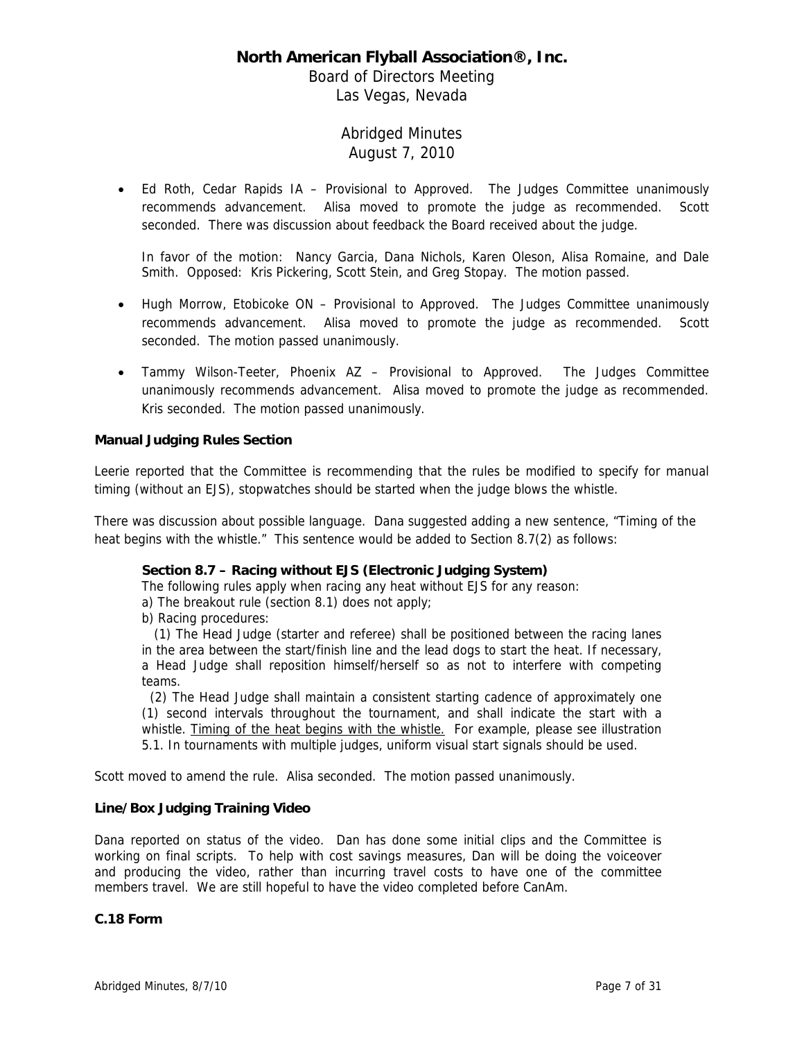- Ed Roth, Cedar Rapids IA – Provisional to Approved. The Judges Committee unanimously recommends advancement. Alisa moved to promote the judge as recommended. Scott seconded. There was discussion about feedback the Board received about the judge.

  In favor of the motion: Nancy Garcia, Dana Nichols, Karen Oleson, Alisa Romaine, and Dale Smith. Opposed: Kris Pickering, Scott Stein, and Greg Stopay. The motion passed.

- Hugh Morrow, Etobicoke ON – Provisional to Approved. The Judges Committee unanimously recommends advancement. Alisa moved to promote the judge as recommended. Scott seconded. The motion passed unanimously.

- Tammy Wilson-Teeter, Phoenix AZ – Provisional to Approved. The Judges Committee unanimously recommends advancement. Alisa moved to promote the judge as recommended. Kris seconded. The motion passed unanimously.

**Manual Judging Rules Section**

Leerie reported that the Committee is recommending that the rules be modified to specify for manual timing (without an EJS), stopwatches should be started when the judge blows the whistle.

There was discussion about possible language. Dana suggested adding a new sentence, "Timing of the heat begins with the whistle." This sentence would be added to Section 8.7(2) as follows:

> **Section 8.7 – Racing without EJS (Electronic Judging System)**
>
> The following rules apply when racing any heat without EJS for any reason:
>
> a) The breakout rule (section 8.1) does not apply;
>
> b) Racing procedures:
>
> (1) The Head Judge (starter and referee) shall be positioned between the racing lanes in the area between the start/finish line and the lead dogs to start the heat. If necessary, a Head Judge shall reposition himself/herself so as not to interfere with competing teams.
>
> (2) The Head Judge shall maintain a consistent starting cadence of approximately one (1) second intervals throughout the tournament, and shall indicate the start with a whistle. <u>Timing of the heat begins with the whistle.</u> For example, please see illustration 5.1. In tournaments with multiple judges, uniform visual start signals should be used.

Scott moved to amend the rule. Alisa seconded. The motion passed unanimously.

**Line/Box Judging Training Video**

Dana reported on status of the video. Dan has done some initial clips and the Committee is working on final scripts. To help with cost savings measures, Dan will be doing the voiceover and producing the video, rather than incurring travel costs to have one of the committee members travel. We are still hopeful to have the video completed before CanAm.

**C.18 Form**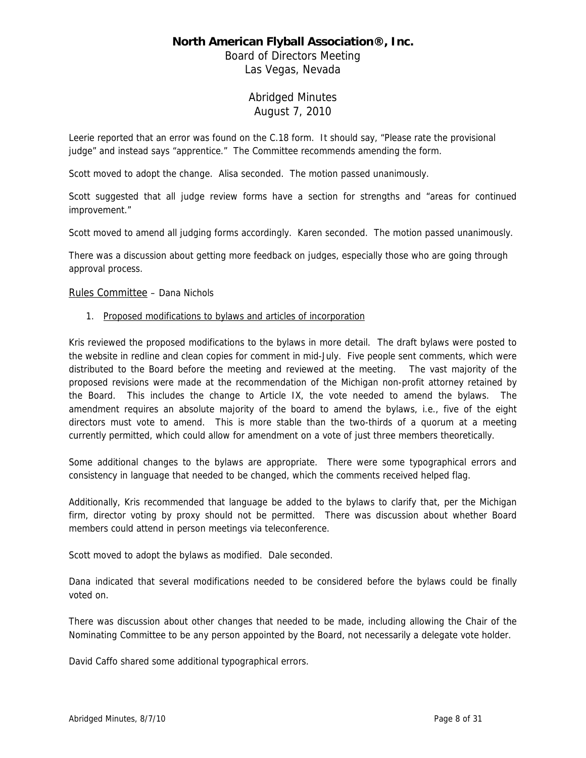# North American Flyball Association®, Inc.

Board of Directors Meeting
Las Vegas, Nevada

Abridged Minutes
August 7, 2010

Leerie reported that an error was found on the C.18 form. It should say, "Please rate the provisional judge" and instead says "apprentice." The Committee recommends amending the form.

Scott moved to adopt the change. Alisa seconded. The motion passed unanimously.

Scott suggested that all judge review forms have a section for strengths and "areas for continued improvement."

Scott moved to amend all judging forms accordingly. Karen seconded. The motion passed unanimously.

There was a discussion about getting more feedback on judges, especially those who are going through approval process.

Rules Committee – Dana Nichols

1. Proposed modifications to bylaws and articles of incorporation

Kris reviewed the proposed modifications to the bylaws in more detail. The draft bylaws were posted to the website in redline and clean copies for comment in mid-July. Five people sent comments, which were distributed to the Board before the meeting and reviewed at the meeting. The vast majority of the proposed revisions were made at the recommendation of the Michigan non-profit attorney retained by the Board. This includes the change to Article IX, the vote needed to amend the bylaws. The amendment requires an absolute majority of the board to amend the bylaws, i.e., five of the eight directors must vote to amend. This is more stable than the two-thirds of a quorum at a meeting currently permitted, which could allow for amendment on a vote of just three members theoretically.

Some additional changes to the bylaws are appropriate. There were some typographical errors and consistency in language that needed to be changed, which the comments received helped flag.

Additionally, Kris recommended that language be added to the bylaws to clarify that, per the Michigan firm, director voting by proxy should not be permitted. There was discussion about whether Board members could attend in person meetings via teleconference.

Scott moved to adopt the bylaws as modified. Dale seconded.

Dana indicated that several modifications needed to be considered before the bylaws could be finally voted on.

There was discussion about other changes that needed to be made, including allowing the Chair of the Nominating Committee to be any person appointed by the Board, not necessarily a delegate vote holder.

David Caffo shared some additional typographical errors.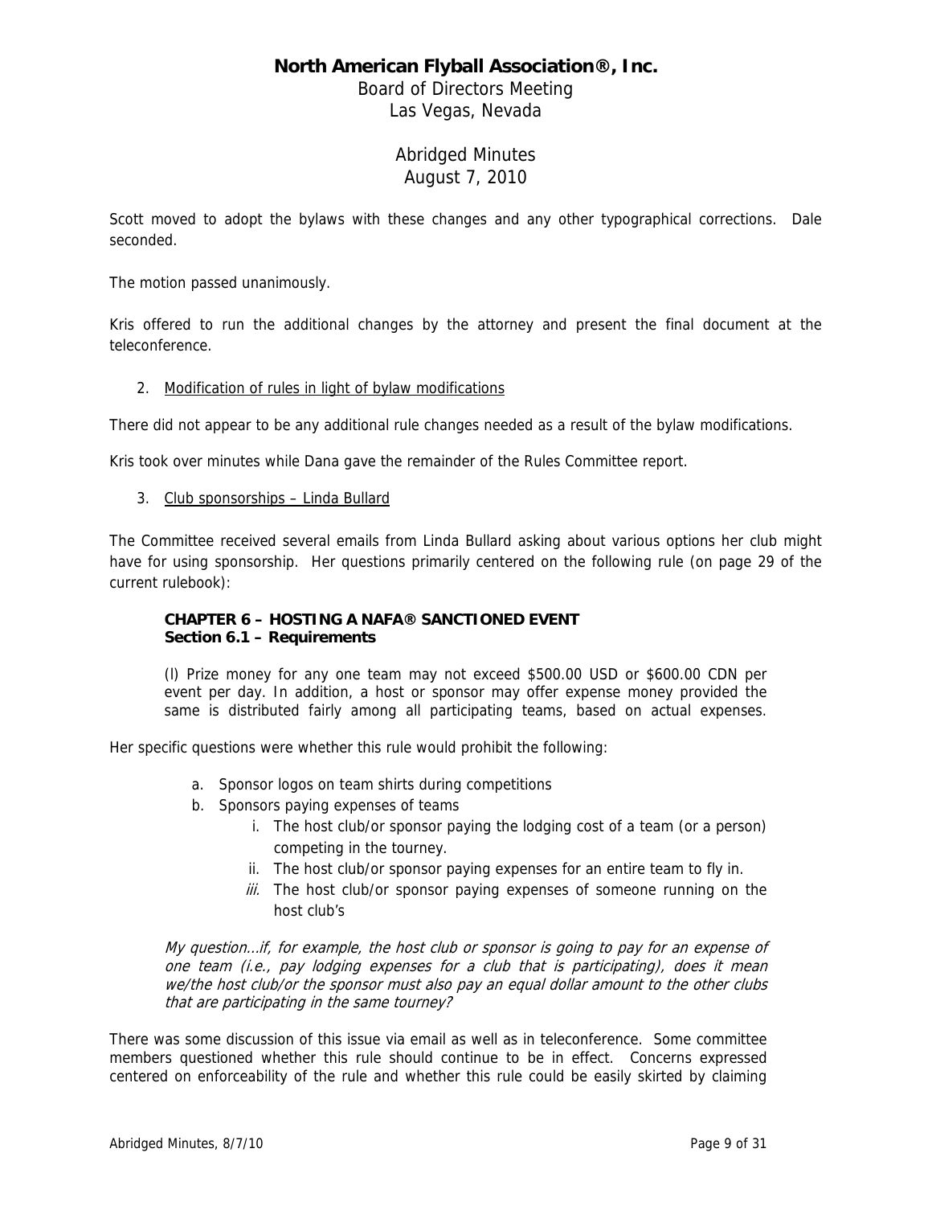Scott moved to adopt the bylaws with these changes and any other typographical corrections. Dale seconded.

The motion passed unanimously.

Kris offered to run the additional changes by the attorney and present the final document at the teleconference.

2. Modification of rules in light of bylaw modifications

There did not appear to be any additional rule changes needed as a result of the bylaw modifications.

Kris took over minutes while Dana gave the remainder of the Rules Committee report.

3. Club sponsorships – Linda Bullard

The Committee received several emails from Linda Bullard asking about various options her club might have for using sponsorship. Her questions primarily centered on the following rule (on page 29 of the current rulebook):

> **CHAPTER 6 – HOSTING A NAFA® SANCTIONED EVENT**
> **Section 6.1 – Requirements**
>
> (l) Prize money for any one team may not exceed $500.00 USD or $600.00 CDN per event per day. In addition, a host or sponsor may offer expense money provided the same is distributed fairly among all participating teams, based on actual expenses.

Her specific questions were whether this rule would prohibit the following:

a. Sponsor logos on team shirts during competitions
b. Sponsors paying expenses of teams
    i. The host club/or sponsor paying the lodging cost of a team (or a person) competing in the tourney.
    ii. The host club/or sponsor paying expenses for an entire team to fly in.
    *iii.* The host club/or sponsor paying expenses of someone running on the host club's

> *My question…if, for example, the host club or sponsor is going to pay for an expense of one team (i.e., pay lodging expenses for a club that is participating), does it mean we/the host club/or the sponsor must also pay an equal dollar amount to the other clubs that are participating in the same tourney?*

There was some discussion of this issue via email as well as in teleconference. Some committee members questioned whether this rule should continue to be in effect. Concerns expressed centered on enforceability of the rule and whether this rule could be easily skirted by claiming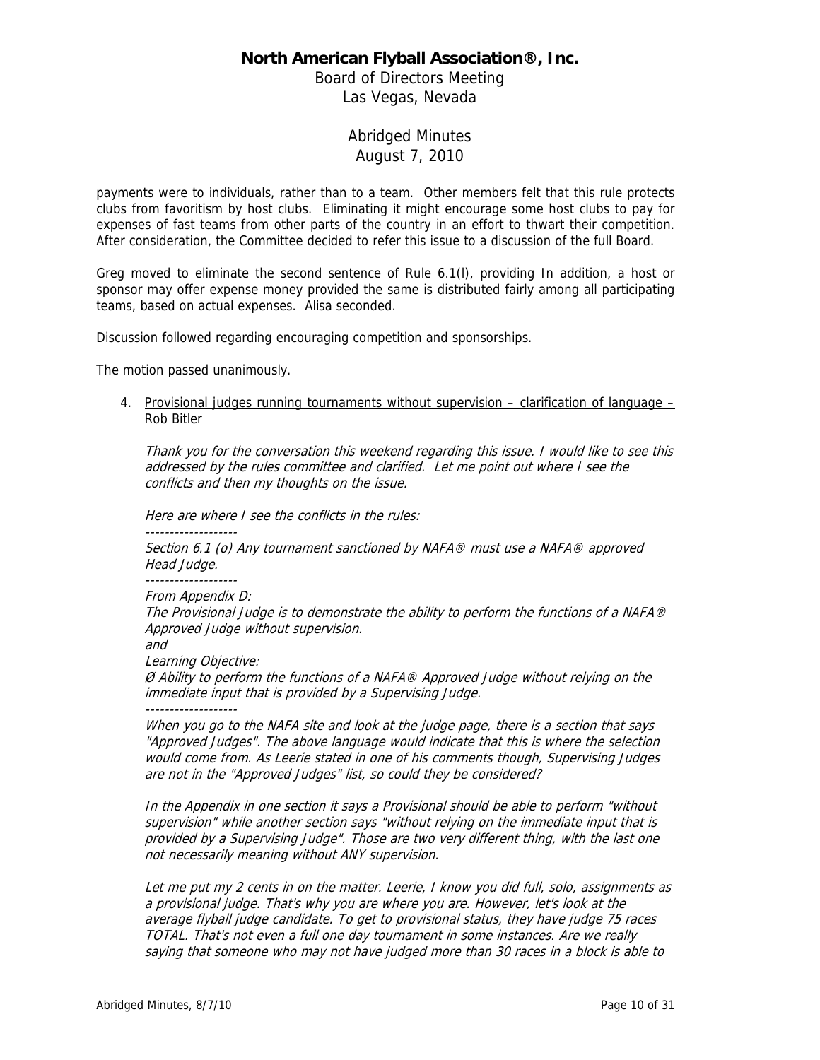payments were to individuals, rather than to a team. Other members felt that this rule protects clubs from favoritism by host clubs. Eliminating it might encourage some host clubs to pay for expenses of fast teams from other parts of the country in an effort to thwart their competition. After consideration, the Committee decided to refer this issue to a discussion of the full Board.

Greg moved to eliminate the second sentence of Rule 6.1(l), providing In addition, a host or sponsor may offer expense money provided the same is distributed fairly among all participating teams, based on actual expenses. Alisa seconded.

Discussion followed regarding encouraging competition and sponsorships.

The motion passed unanimously.

4. <u>Provisional judges running tournaments without supervision – clarification of language – Rob Bitler</u>

   *Thank you for the conversation this weekend regarding this issue. I would like to see this addressed by the rules committee and clarified. Let me point out where I see the conflicts and then my thoughts on the issue.*

   *Here are where I see the conflicts in the rules:*

   *-------------------*
   *Section 6.1 (o) Any tournament sanctioned by NAFA® must use a NAFA® approved Head Judge.*
   *-------------------*
   *From Appendix D:*
   *The Provisional Judge is to demonstrate the ability to perform the functions of a NAFA® Approved Judge without supervision.*
   *and*
   *Learning Objective:*
   *Ø Ability to perform the functions of a NAFA® Approved Judge without relying on the immediate input that is provided by a Supervising Judge.*
   *-------------------*
   *When you go to the NAFA site and look at the judge page, there is a section that says "Approved Judges". The above language would indicate that this is where the selection would come from. As Leerie stated in one of his comments though, Supervising Judges are not in the "Approved Judges" list, so could they be considered?*

   *In the Appendix in one section it says a Provisional should be able to perform "without supervision" while another section says "without relying on the immediate input that is provided by a Supervising Judge". Those are two very different thing, with the last one not necessarily meaning without ANY supervision.*

   *Let me put my 2 cents in on the matter. Leerie, I know you did full, solo, assignments as a provisional judge. That's why you are where you are. However, let's look at the average flyball judge candidate. To get to provisional status, they have judge 75 races TOTAL. That's not even a full one day tournament in some instances. Are we really saying that someone who may not have judged more than 30 races in a block is able to*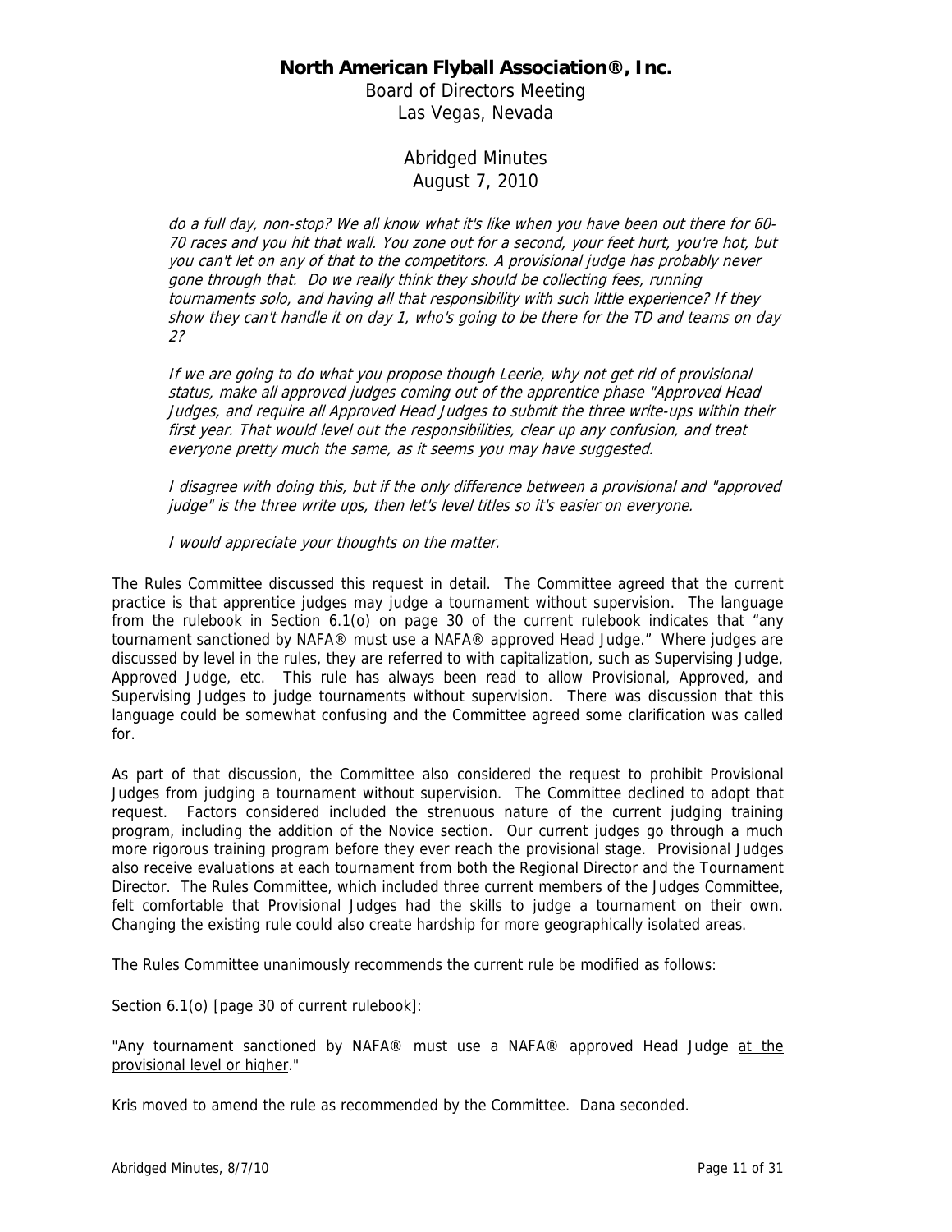*do a full day, non-stop? We all know what it's like when you have been out there for 60-70 races and you hit that wall. You zone out for a second, your feet hurt, you're hot, but you can't let on any of that to the competitors. A provisional judge has probably never gone through that. Do we really think they should be collecting fees, running tournaments solo, and having all that responsibility with such little experience? If they show they can't handle it on day 1, who's going to be there for the TD and teams on day 2?*

*If we are going to do what you propose though Leerie, why not get rid of provisional status, make all approved judges coming out of the apprentice phase "Approved Head Judges, and require all Approved Head Judges to submit the three write-ups within their first year. That would level out the responsibilities, clear up any confusion, and treat everyone pretty much the same, as it seems you may have suggested.*

*I disagree with doing this, but if the only difference between a provisional and "approved judge" is the three write ups, then let's level titles so it's easier on everyone.*

*I would appreciate your thoughts on the matter.*

The Rules Committee discussed this request in detail. The Committee agreed that the current practice is that apprentice judges may judge a tournament without supervision. The language from the rulebook in Section 6.1(o) on page 30 of the current rulebook indicates that "any tournament sanctioned by NAFA® must use a NAFA® approved Head Judge." Where judges are discussed by level in the rules, they are referred to with capitalization, such as Supervising Judge, Approved Judge, etc. This rule has always been read to allow Provisional, Approved, and Supervising Judges to judge tournaments without supervision. There was discussion that this language could be somewhat confusing and the Committee agreed some clarification was called for.

As part of that discussion, the Committee also considered the request to prohibit Provisional Judges from judging a tournament without supervision. The Committee declined to adopt that request. Factors considered included the strenuous nature of the current judging training program, including the addition of the Novice section. Our current judges go through a much more rigorous training program before they ever reach the provisional stage. Provisional Judges also receive evaluations at each tournament from both the Regional Director and the Tournament Director. The Rules Committee, which included three current members of the Judges Committee, felt comfortable that Provisional Judges had the skills to judge a tournament on their own. Changing the existing rule could also create hardship for more geographically isolated areas.

The Rules Committee unanimously recommends the current rule be modified as follows:

Section 6.1(o) [page 30 of current rulebook]:

"Any tournament sanctioned by NAFA® must use a NAFA® approved Head Judge <u>at the provisional level or higher</u>."

Kris moved to amend the rule as recommended by the Committee. Dana seconded.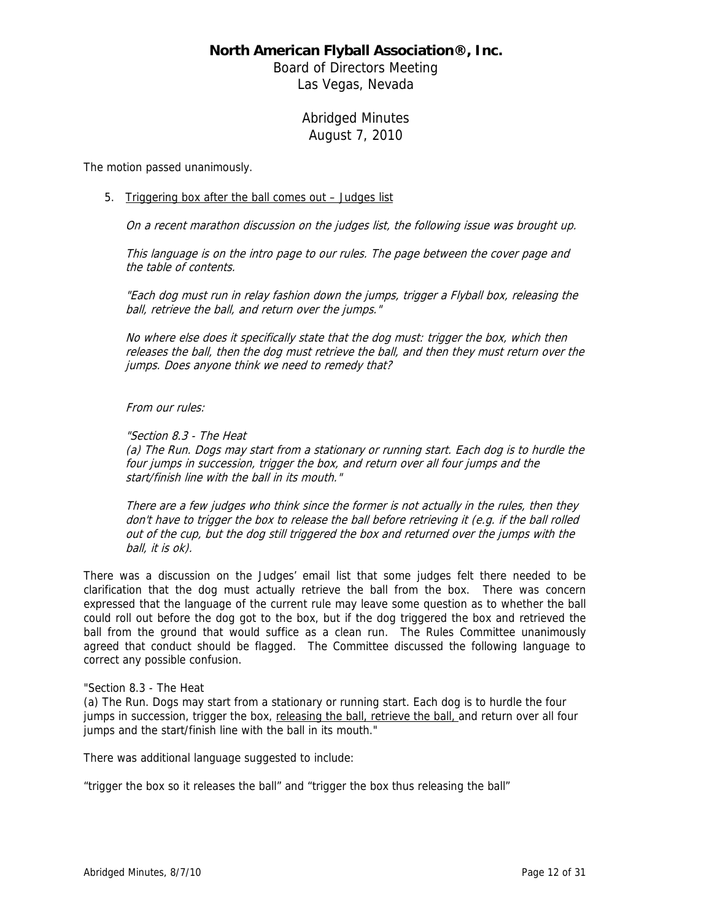The motion passed unanimously.

5. <u>Triggering box after the ball comes out – Judges list</u>

   *On a recent marathon discussion on the judges list, the following issue was brought up.*

   *This language is on the intro page to our rules. The page between the cover page and the table of contents.*

   *"Each dog must run in relay fashion down the jumps, trigger a Flyball box, releasing the ball, retrieve the ball, and return over the jumps."*

   *No where else does it specifically state that the dog must: trigger the box, which then releases the ball, then the dog must retrieve the ball, and then they must return over the jumps. Does anyone think we need to remedy that?*

   *From our rules:*

   *"Section 8.3 - The Heat*
   *(a) The Run. Dogs may start from a stationary or running start. Each dog is to hurdle the four jumps in succession, trigger the box, and return over all four jumps and the start/finish line with the ball in its mouth."*

   *There are a few judges who think since the former is not actually in the rules, then they don't have to trigger the box to release the ball before retrieving it (e.g. if the ball rolled out of the cup, but the dog still triggered the box and returned over the jumps with the ball, it is ok).*

There was a discussion on the Judges' email list that some judges felt there needed to be clarification that the dog must actually retrieve the ball from the box. There was concern expressed that the language of the current rule may leave some question as to whether the ball could roll out before the dog got to the box, but if the dog triggered the box and retrieved the ball from the ground that would suffice as a clean run. The Rules Committee unanimously agreed that conduct should be flagged. The Committee discussed the following language to correct any possible confusion.

"Section 8.3 - The Heat
(a) The Run. Dogs may start from a stationary or running start. Each dog is to hurdle the four jumps in succession, trigger the box, <u>releasing the ball, retrieve the ball,</u> and return over all four jumps and the start/finish line with the ball in its mouth."

There was additional language suggested to include:

"trigger the box so it releases the ball" and "trigger the box thus releasing the ball"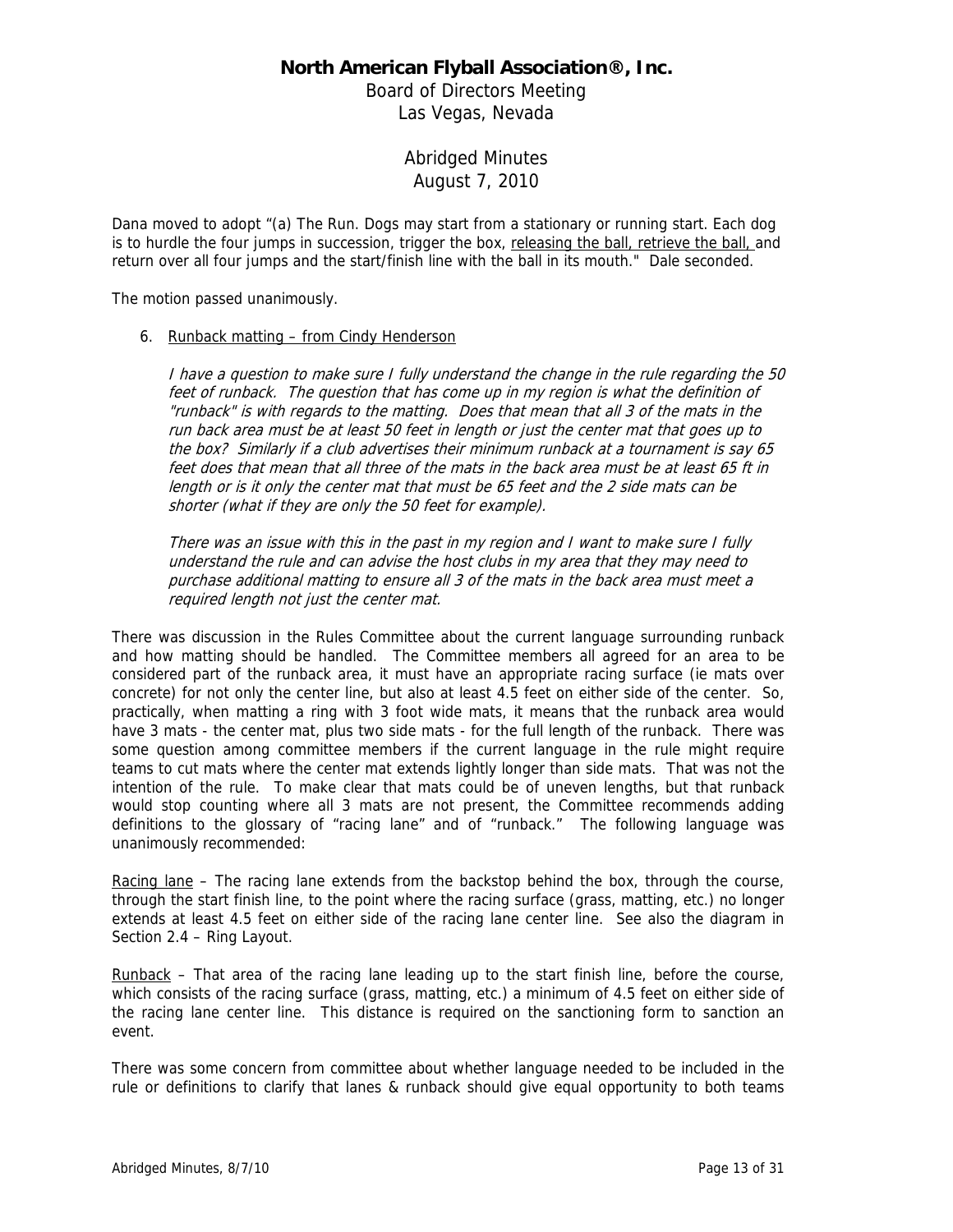**North American Flyball Association®, Inc.**

Board of Directors Meeting
Las Vegas, Nevada

Abridged Minutes
August 7, 2010

Dana moved to adopt "(a) The Run. Dogs may start from a stationary or running start. Each dog is to hurdle the four jumps in succession, trigger the box, <u>releasing the ball, retrieve the ball,</u> and return over all four jumps and the start/finish line with the ball in its mouth." Dale seconded.

The motion passed unanimously.

6. <u>Runback matting – from Cindy Henderson</u>

   *I have a question to make sure I fully understand the change in the rule regarding the 50 feet of runback. The question that has come up in my region is what the definition of "runback" is with regards to the matting. Does that mean that all 3 of the mats in the run back area must be at least 50 feet in length or just the center mat that goes up to the box? Similarly if a club advertises their minimum runback at a tournament is say 65 feet does that mean that all three of the mats in the back area must be at least 65 ft in length or is it only the center mat that must be 65 feet and the 2 side mats can be shorter (what if they are only the 50 feet for example).*

   *There was an issue with this in the past in my region and I want to make sure I fully understand the rule and can advise the host clubs in my area that they may need to purchase additional matting to ensure all 3 of the mats in the back area must meet a required length not just the center mat.*

There was discussion in the Rules Committee about the current language surrounding runback and how matting should be handled. The Committee members all agreed for an area to be considered part of the runback area, it must have an appropriate racing surface (ie mats over concrete) for not only the center line, but also at least 4.5 feet on either side of the center. So, practically, when matting a ring with 3 foot wide mats, it means that the runback area would have 3 mats - the center mat, plus two side mats - for the full length of the runback. There was some question among committee members if the current language in the rule might require teams to cut mats where the center mat extends lightly longer than side mats. That was not the intention of the rule. To make clear that mats could be of uneven lengths, but that runback would stop counting where all 3 mats are not present, the Committee recommends adding definitions to the glossary of "racing lane" and of "runback." The following language was unanimously recommended:

<u>Racing lane</u> – The racing lane extends from the backstop behind the box, through the course, through the start finish line, to the point where the racing surface (grass, matting, etc.) no longer extends at least 4.5 feet on either side of the racing lane center line. See also the diagram in Section 2.4 – Ring Layout.

<u>Runback</u> – That area of the racing lane leading up to the start finish line, before the course, which consists of the racing surface (grass, matting, etc.) a minimum of 4.5 feet on either side of the racing lane center line. This distance is required on the sanctioning form to sanction an event.

There was some concern from committee about whether language needed to be included in the rule or definitions to clarify that lanes & runback should give equal opportunity to both teams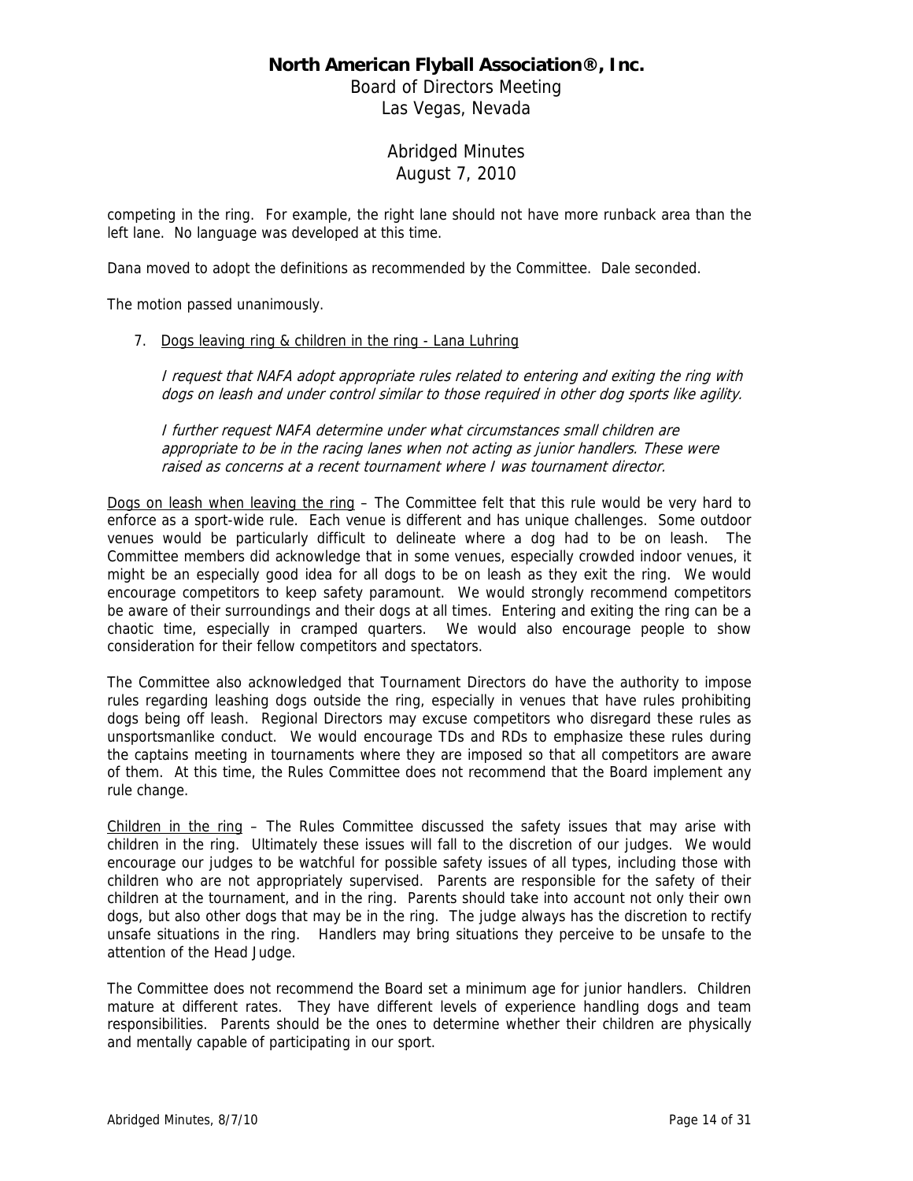competing in the ring. For example, the right lane should not have more runback area than the left lane. No language was developed at this time.

Dana moved to adopt the definitions as recommended by the Committee. Dale seconded.

The motion passed unanimously.

7. Dogs leaving ring & children in the ring - Lana Luhring

   *I request that NAFA adopt appropriate rules related to entering and exiting the ring with dogs on leash and under control similar to those required in other dog sports like agility.*

   *I further request NAFA determine under what circumstances small children are appropriate to be in the racing lanes when not acting as junior handlers. These were raised as concerns at a recent tournament where I was tournament director.*

Dogs on leash when leaving the ring – The Committee felt that this rule would be very hard to enforce as a sport-wide rule. Each venue is different and has unique challenges. Some outdoor venues would be particularly difficult to delineate where a dog had to be on leash. The Committee members did acknowledge that in some venues, especially crowded indoor venues, it might be an especially good idea for all dogs to be on leash as they exit the ring. We would encourage competitors to keep safety paramount. We would strongly recommend competitors be aware of their surroundings and their dogs at all times. Entering and exiting the ring can be a chaotic time, especially in cramped quarters. We would also encourage people to show consideration for their fellow competitors and spectators.

The Committee also acknowledged that Tournament Directors do have the authority to impose rules regarding leashing dogs outside the ring, especially in venues that have rules prohibiting dogs being off leash. Regional Directors may excuse competitors who disregard these rules as unsportsmanlike conduct. We would encourage TDs and RDs to emphasize these rules during the captains meeting in tournaments where they are imposed so that all competitors are aware of them. At this time, the Rules Committee does not recommend that the Board implement any rule change.

Children in the ring – The Rules Committee discussed the safety issues that may arise with children in the ring. Ultimately these issues will fall to the discretion of our judges. We would encourage our judges to be watchful for possible safety issues of all types, including those with children who are not appropriately supervised. Parents are responsible for the safety of their children at the tournament, and in the ring. Parents should take into account not only their own dogs, but also other dogs that may be in the ring. The judge always has the discretion to rectify unsafe situations in the ring. Handlers may bring situations they perceive to be unsafe to the attention of the Head Judge.

The Committee does not recommend the Board set a minimum age for junior handlers. Children mature at different rates. They have different levels of experience handling dogs and team responsibilities. Parents should be the ones to determine whether their children are physically and mentally capable of participating in our sport.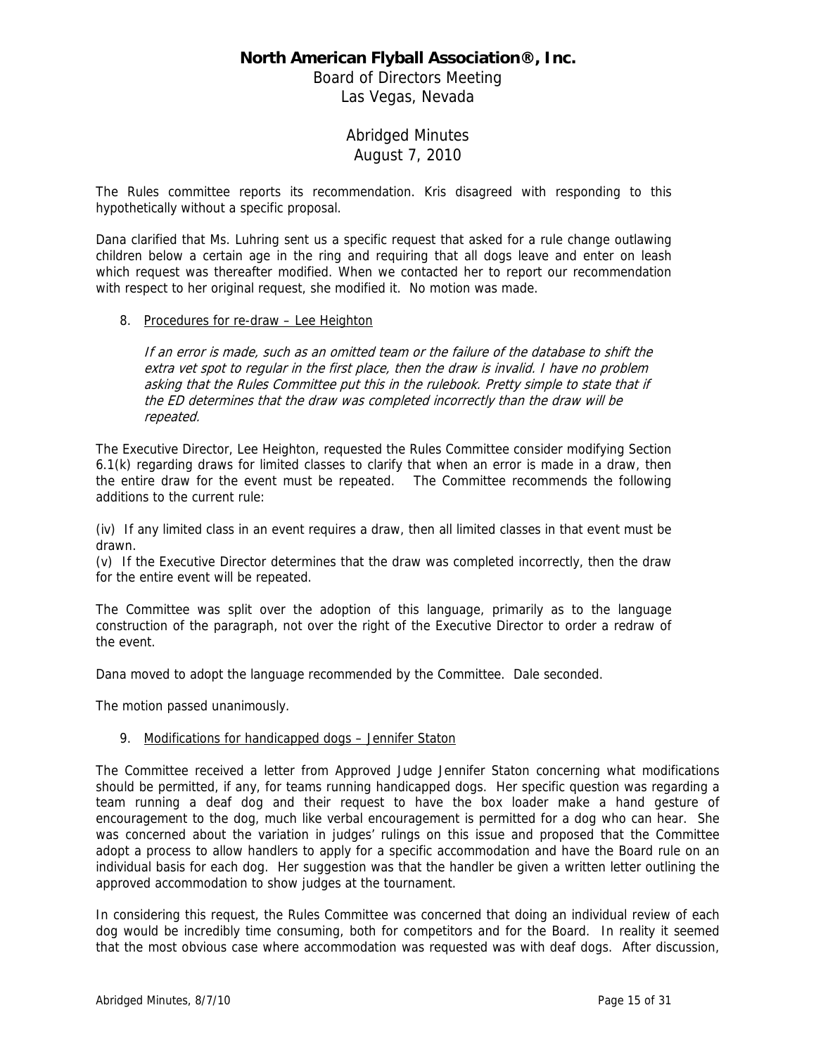The Rules committee reports its recommendation. Kris disagreed with responding to this hypothetically without a specific proposal.

Dana clarified that Ms. Luhring sent us a specific request that asked for a rule change outlawing children below a certain age in the ring and requiring that all dogs leave and enter on leash which request was thereafter modified. When we contacted her to report our recommendation with respect to her original request, she modified it. No motion was made.

8. Procedures for re-draw – Lee Heighton

*If an error is made, such as an omitted team or the failure of the database to shift the extra vet spot to regular in the first place, then the draw is invalid. I have no problem asking that the Rules Committee put this in the rulebook. Pretty simple to state that if the ED determines that the draw was completed incorrectly than the draw will be repeated.*

The Executive Director, Lee Heighton, requested the Rules Committee consider modifying Section 6.1(k) regarding draws for limited classes to clarify that when an error is made in a draw, then the entire draw for the event must be repeated. The Committee recommends the following additions to the current rule:

(iv) If any limited class in an event requires a draw, then all limited classes in that event must be drawn.
(v) If the Executive Director determines that the draw was completed incorrectly, then the draw for the entire event will be repeated.

The Committee was split over the adoption of this language, primarily as to the language construction of the paragraph, not over the right of the Executive Director to order a redraw of the event.

Dana moved to adopt the language recommended by the Committee. Dale seconded.

The motion passed unanimously.

9. Modifications for handicapped dogs – Jennifer Staton

The Committee received a letter from Approved Judge Jennifer Staton concerning what modifications should be permitted, if any, for teams running handicapped dogs. Her specific question was regarding a team running a deaf dog and their request to have the box loader make a hand gesture of encouragement to the dog, much like verbal encouragement is permitted for a dog who can hear. She was concerned about the variation in judges' rulings on this issue and proposed that the Committee adopt a process to allow handlers to apply for a specific accommodation and have the Board rule on an individual basis for each dog. Her suggestion was that the handler be given a written letter outlining the approved accommodation to show judges at the tournament.

In considering this request, the Rules Committee was concerned that doing an individual review of each dog would be incredibly time consuming, both for competitors and for the Board. In reality it seemed that the most obvious case where accommodation was requested was with deaf dogs. After discussion,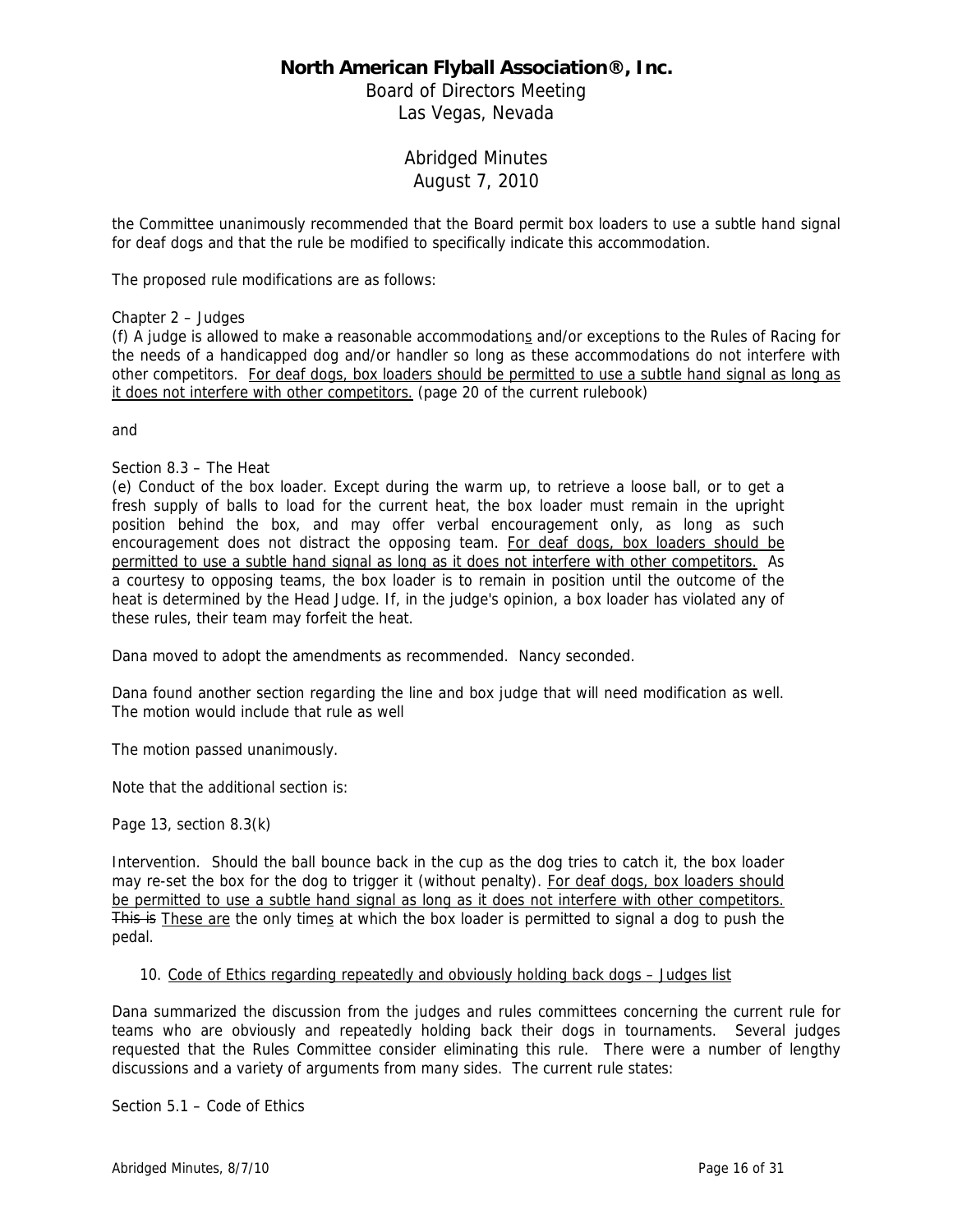the Committee unanimously recommended that the Board permit box loaders to use a subtle hand signal for deaf dogs and that the rule be modified to specifically indicate this accommodation.

The proposed rule modifications are as follows:

Chapter 2 – Judges
(f) A judge is allowed to make ~~a~~ reasonable accommodation<u>s</u> and/or exceptions to the Rules of Racing for the needs of a handicapped dog and/or handler so long as these accommodations do not interfere with other competitors. <u>For deaf dogs, box loaders should be permitted to use a subtle hand signal as long as it does not interfere with other competitors.</u> (page 20 of the current rulebook)

and

Section 8.3 – The Heat
(e) Conduct of the box loader. Except during the warm up, to retrieve a loose ball, or to get a fresh supply of balls to load for the current heat, the box loader must remain in the upright position behind the box, and may offer verbal encouragement only, as long as such encouragement does not distract the opposing team. <u>For deaf dogs, box loaders should be permitted to use a subtle hand signal as long as it does not interfere with other competitors.</u> As a courtesy to opposing teams, the box loader is to remain in position until the outcome of the heat is determined by the Head Judge. If, in the judge's opinion, a box loader has violated any of these rules, their team may forfeit the heat.

Dana moved to adopt the amendments as recommended. Nancy seconded.

Dana found another section regarding the line and box judge that will need modification as well. The motion would include that rule as well

The motion passed unanimously.

Note that the additional section is:

Page 13, section 8.3(k)

Intervention. Should the ball bounce back in the cup as the dog tries to catch it, the box loader may re-set the box for the dog to trigger it (without penalty). <u>For deaf dogs, box loaders should be permitted to use a subtle hand signal as long as it does not interfere with other competitors.</u> ~~This is~~ <u>These are</u> the only time<u>s</u> at which the box loader is permitted to signal a dog to push the pedal.

10. <u>Code of Ethics regarding repeatedly and obviously holding back dogs – Judges list</u>

Dana summarized the discussion from the judges and rules committees concerning the current rule for teams who are obviously and repeatedly holding back their dogs in tournaments. Several judges requested that the Rules Committee consider eliminating this rule. There were a number of lengthy discussions and a variety of arguments from many sides. The current rule states:

Section 5.1 – Code of Ethics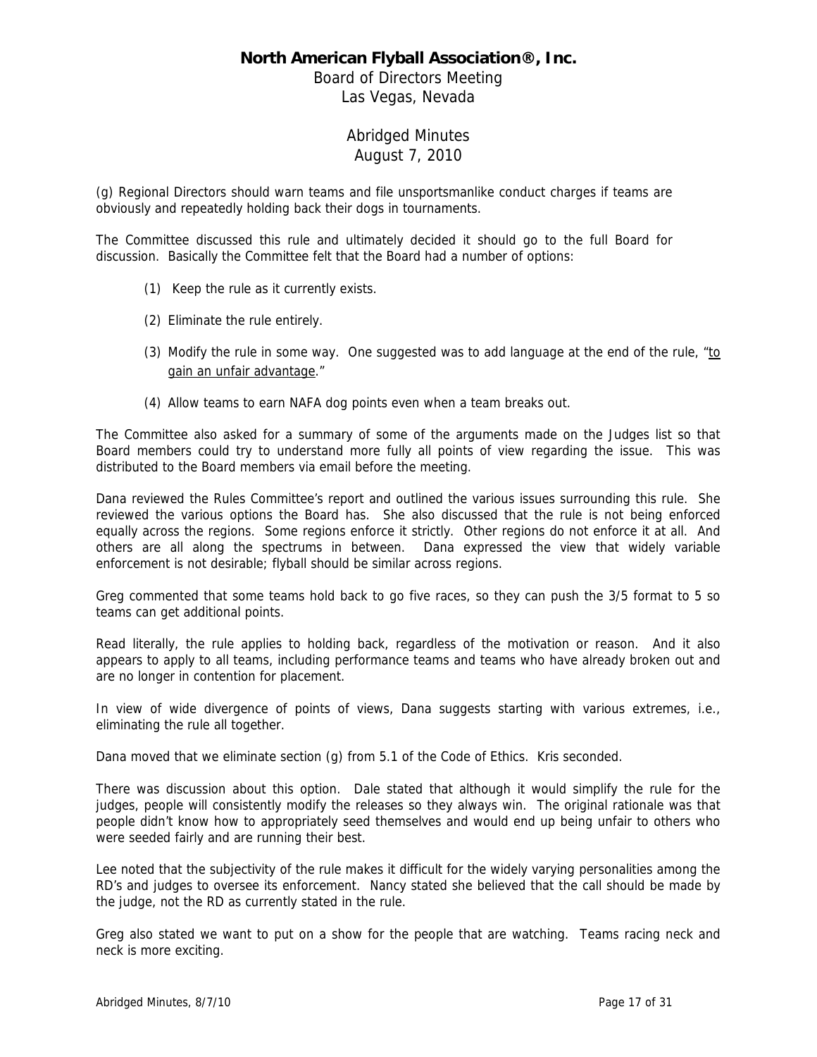(g) Regional Directors should warn teams and file unsportsmanlike conduct charges if teams are obviously and repeatedly holding back their dogs in tournaments.

The Committee discussed this rule and ultimately decided it should go to the full Board for discussion. Basically the Committee felt that the Board had a number of options:

(1) Keep the rule as it currently exists.

(2) Eliminate the rule entirely.

(3) Modify the rule in some way. One suggested was to add language at the end of the rule, "to gain an unfair advantage."

(4) Allow teams to earn NAFA dog points even when a team breaks out.

The Committee also asked for a summary of some of the arguments made on the Judges list so that Board members could try to understand more fully all points of view regarding the issue. This was distributed to the Board members via email before the meeting.

Dana reviewed the Rules Committee's report and outlined the various issues surrounding this rule. She reviewed the various options the Board has. She also discussed that the rule is not being enforced equally across the regions. Some regions enforce it strictly. Other regions do not enforce it at all. And others are all along the spectrums in between. Dana expressed the view that widely variable enforcement is not desirable; flyball should be similar across regions.

Greg commented that some teams hold back to go five races, so they can push the 3/5 format to 5 so teams can get additional points.

Read literally, the rule applies to holding back, regardless of the motivation or reason. And it also appears to apply to all teams, including performance teams and teams who have already broken out and are no longer in contention for placement.

In view of wide divergence of points of views, Dana suggests starting with various extremes, i.e., eliminating the rule all together.

Dana moved that we eliminate section (g) from 5.1 of the Code of Ethics. Kris seconded.

There was discussion about this option. Dale stated that although it would simplify the rule for the judges, people will consistently modify the releases so they always win. The original rationale was that people didn't know how to appropriately seed themselves and would end up being unfair to others who were seeded fairly and are running their best.

Lee noted that the subjectivity of the rule makes it difficult for the widely varying personalities among the RD's and judges to oversee its enforcement. Nancy stated she believed that the call should be made by the judge, not the RD as currently stated in the rule.

Greg also stated we want to put on a show for the people that are watching. Teams racing neck and neck is more exciting.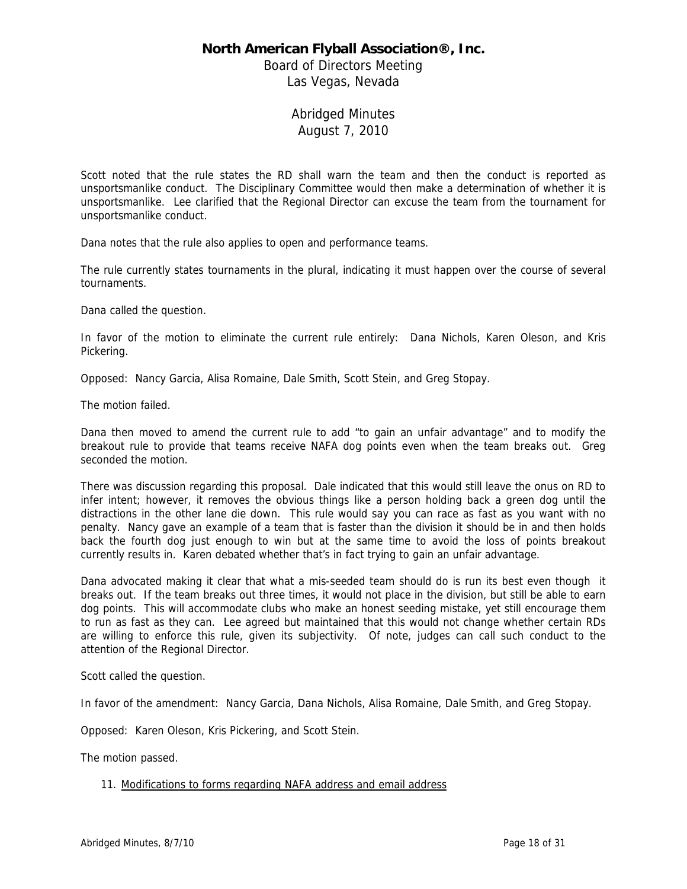Scott noted that the rule states the RD shall warn the team and then the conduct is reported as unsportsmanlike conduct. The Disciplinary Committee would then make a determination of whether it is unsportsmanlike. Lee clarified that the Regional Director can excuse the team from the tournament for unsportsmanlike conduct.

Dana notes that the rule also applies to open and performance teams.

The rule currently states tournaments in the plural, indicating it must happen over the course of several tournaments.

Dana called the question.

In favor of the motion to eliminate the current rule entirely: Dana Nichols, Karen Oleson, and Kris Pickering.

Opposed: Nancy Garcia, Alisa Romaine, Dale Smith, Scott Stein, and Greg Stopay.

The motion failed.

Dana then moved to amend the current rule to add "to gain an unfair advantage" and to modify the breakout rule to provide that teams receive NAFA dog points even when the team breaks out. Greg seconded the motion.

There was discussion regarding this proposal. Dale indicated that this would still leave the onus on RD to infer intent; however, it removes the obvious things like a person holding back a green dog until the distractions in the other lane die down. This rule would say you can race as fast as you want with no penalty. Nancy gave an example of a team that is faster than the division it should be in and then holds back the fourth dog just enough to win but at the same time to avoid the loss of points breakout currently results in. Karen debated whether that's in fact trying to gain an unfair advantage.

Dana advocated making it clear that what a mis-seeded team should do is run its best even though it breaks out. If the team breaks out three times, it would not place in the division, but still be able to earn dog points. This will accommodate clubs who make an honest seeding mistake, yet still encourage them to run as fast as they can. Lee agreed but maintained that this would not change whether certain RDs are willing to enforce this rule, given its subjectivity. Of note, judges can call such conduct to the attention of the Regional Director.

Scott called the question.

In favor of the amendment: Nancy Garcia, Dana Nichols, Alisa Romaine, Dale Smith, and Greg Stopay.

Opposed: Karen Oleson, Kris Pickering, and Scott Stein.

The motion passed.

11. <u>Modifications to forms regarding NAFA address and email address</u>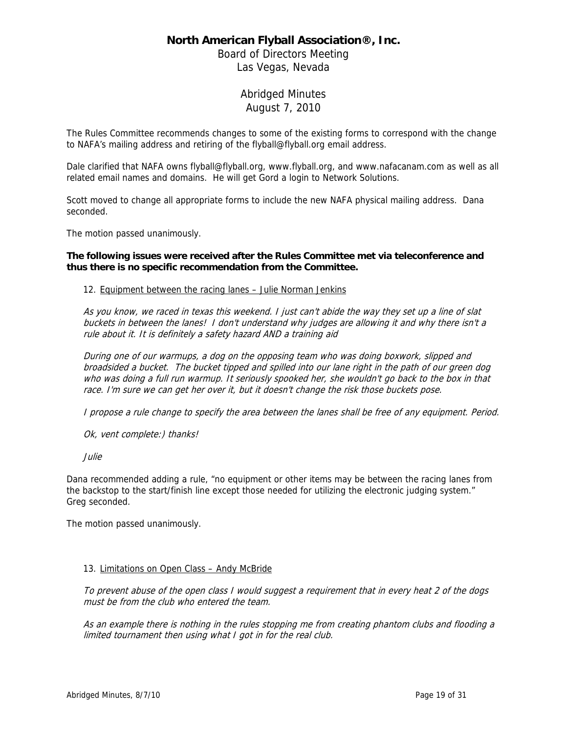# North American Flyball Association®, Inc.

Board of Directors Meeting
Las Vegas, Nevada

Abridged Minutes
August 7, 2010

The Rules Committee recommends changes to some of the existing forms to correspond with the change to NAFA's mailing address and retiring of the flyball@flyball.org email address.

Dale clarified that NAFA owns flyball@flyball.org, www.flyball.org, and www.nafacanam.com as well as all related email names and domains. He will get Gord a login to Network Solutions.

Scott moved to change all appropriate forms to include the new NAFA physical mailing address. Dana seconded.

The motion passed unanimously.

**The following issues were received after the Rules Committee met via teleconference and thus there is no specific recommendation from the Committee.**

12. Equipment between the racing lanes – Julie Norman Jenkins

*As you know, we raced in texas this weekend. I just can't abide the way they set up a line of slat buckets in between the lanes! I don't understand why judges are allowing it and why there isn't a rule about it. It is definitely a safety hazard AND a training aid*

*During one of our warmups, a dog on the opposing team who was doing boxwork, slipped and broadsided a bucket. The bucket tipped and spilled into our lane right in the path of our green dog who was doing a full run warmup. It seriously spooked her, she wouldn't go back to the box in that race. I'm sure we can get her over it, but it doesn't change the risk those buckets pose.*

*I propose a rule change to specify the area between the lanes shall be free of any equipment. Period.*

*Ok, vent complete:) thanks!*

*Julie*

Dana recommended adding a rule, "no equipment or other items may be between the racing lanes from the backstop to the start/finish line except those needed for utilizing the electronic judging system." Greg seconded.

The motion passed unanimously.

13. Limitations on Open Class – Andy McBride

*To prevent abuse of the open class I would suggest a requirement that in every heat 2 of the dogs must be from the club who entered the team.*

*As an example there is nothing in the rules stopping me from creating phantom clubs and flooding a limited tournament then using what I got in for the real club.*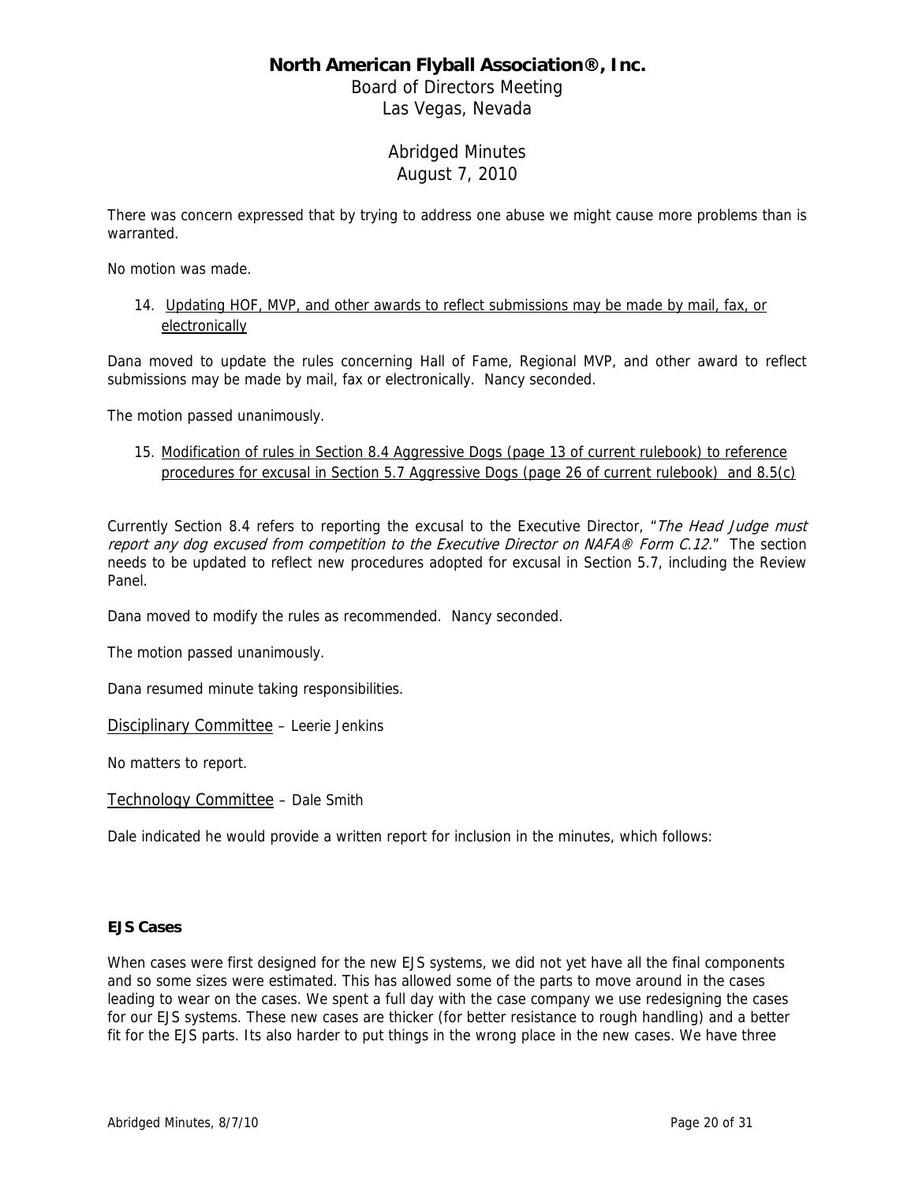There was concern expressed that by trying to address one abuse we might cause more problems than is warranted.

No motion was made.

14. Updating HOF, MVP, and other awards to reflect submissions may be made by mail, fax, or electronically

Dana moved to update the rules concerning Hall of Fame, Regional MVP, and other award to reflect submissions may be made by mail, fax or electronically. Nancy seconded.

The motion passed unanimously.

15. Modification of rules in Section 8.4 Aggressive Dogs (page 13 of current rulebook) to reference procedures for excusal in Section 5.7 Aggressive Dogs (page 26 of current rulebook) and 8.5(c)

Currently Section 8.4 refers to reporting the excusal to the Executive Director, "*The Head Judge must report any dog excused from competition to the Executive Director on NAFA® Form C.12.*" The section needs to be updated to reflect new procedures adopted for excusal in Section 5.7, including the Review Panel.

Dana moved to modify the rules as recommended. Nancy seconded.

The motion passed unanimously.

Dana resumed minute taking responsibilities.

Disciplinary Committee – Leerie Jenkins

No matters to report.

Technology Committee – Dale Smith

Dale indicated he would provide a written report for inclusion in the minutes, which follows:

**EJS Cases**

When cases were first designed for the new EJS systems, we did not yet have all the final components and so some sizes were estimated. This has allowed some of the parts to move around in the cases leading to wear on the cases. We spent a full day with the case company we use redesigning the cases for our EJS systems. These new cases are thicker (for better resistance to rough handling) and a better fit for the EJS parts. Its also harder to put things in the wrong place in the new cases. We have three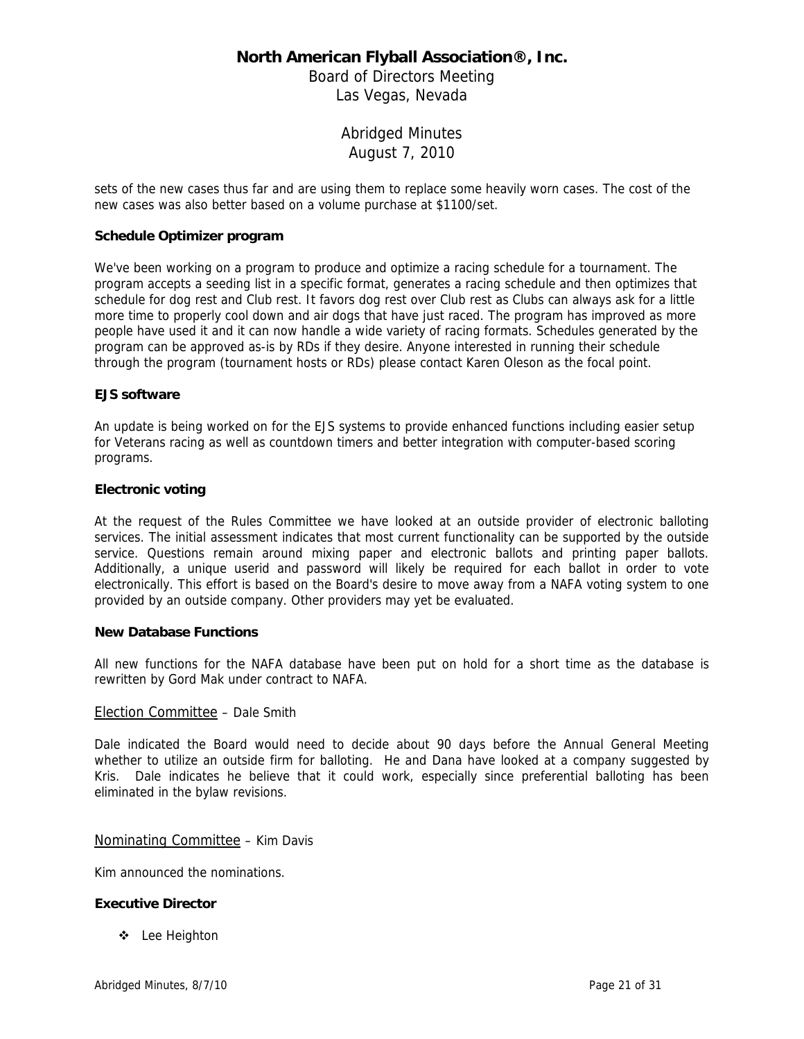sets of the new cases thus far and are using them to replace some heavily worn cases. The cost of the new cases was also better based on a volume purchase at $1100/set.

**Schedule Optimizer program**

We've been working on a program to produce and optimize a racing schedule for a tournament. The program accepts a seeding list in a specific format, generates a racing schedule and then optimizes that schedule for dog rest and Club rest. It favors dog rest over Club rest as Clubs can always ask for a little more time to properly cool down and air dogs that have just raced. The program has improved as more people have used it and it can now handle a wide variety of racing formats. Schedules generated by the program can be approved as-is by RDs if they desire. Anyone interested in running their schedule through the program (tournament hosts or RDs) please contact Karen Oleson as the focal point.

**EJS software**

An update is being worked on for the EJS systems to provide enhanced functions including easier setup for Veterans racing as well as countdown timers and better integration with computer-based scoring programs.

**Electronic voting**

At the request of the Rules Committee we have looked at an outside provider of electronic balloting services. The initial assessment indicates that most current functionality can be supported by the outside service. Questions remain around mixing paper and electronic ballots and printing paper ballots. Additionally, a unique userid and password will likely be required for each ballot in order to vote electronically. This effort is based on the Board's desire to move away from a NAFA voting system to one provided by an outside company. Other providers may yet be evaluated.

**New Database Functions**

All new functions for the NAFA database have been put on hold for a short time as the database is rewritten by Gord Mak under contract to NAFA.

## Election Committee – Dale Smith

Dale indicated the Board would need to decide about 90 days before the Annual General Meeting whether to utilize an outside firm for balloting. He and Dana have looked at a company suggested by Kris. Dale indicates he believe that it could work, especially since preferential balloting has been eliminated in the bylaw revisions.

## Nominating Committee – Kim Davis

Kim announced the nominations.

**Executive Director**

- Lee Heighton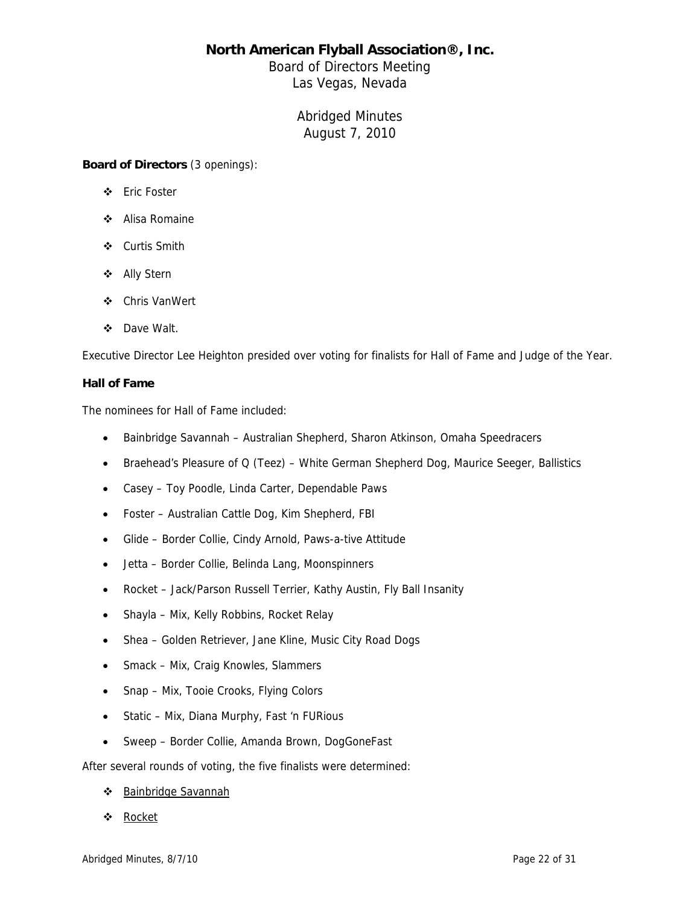# North American Flyball Association®, Inc.

Board of Directors Meeting
Las Vegas, Nevada

Abridged Minutes
August 7, 2010

**Board of Directors** (3 openings):

- Eric Foster
- Alisa Romaine
- Curtis Smith
- Ally Stern
- Chris VanWert
- Dave Walt.

Executive Director Lee Heighton presided over voting for finalists for Hall of Fame and Judge of the Year.

**Hall of Fame**

The nominees for Hall of Fame included:

- Bainbridge Savannah – Australian Shepherd, Sharon Atkinson, Omaha Speedracers
- Braehead's Pleasure of Q (Teez) – White German Shepherd Dog, Maurice Seeger, Ballistics
- Casey – Toy Poodle, Linda Carter, Dependable Paws
- Foster – Australian Cattle Dog, Kim Shepherd, FBI
- Glide – Border Collie, Cindy Arnold, Paws-a-tive Attitude
- Jetta – Border Collie, Belinda Lang, Moonspinners
- Rocket – Jack/Parson Russell Terrier, Kathy Austin, Fly Ball Insanity
- Shayla – Mix, Kelly Robbins, Rocket Relay
- Shea – Golden Retriever, Jane Kline, Music City Road Dogs
- Smack – Mix, Craig Knowles, Slammers
- Snap – Mix, Tooie Crooks, Flying Colors
- Static – Mix, Diana Murphy, Fast 'n FURious
- Sweep – Border Collie, Amanda Brown, DogGoneFast

After several rounds of voting, the five finalists were determined:

- Bainbridge Savannah
- Rocket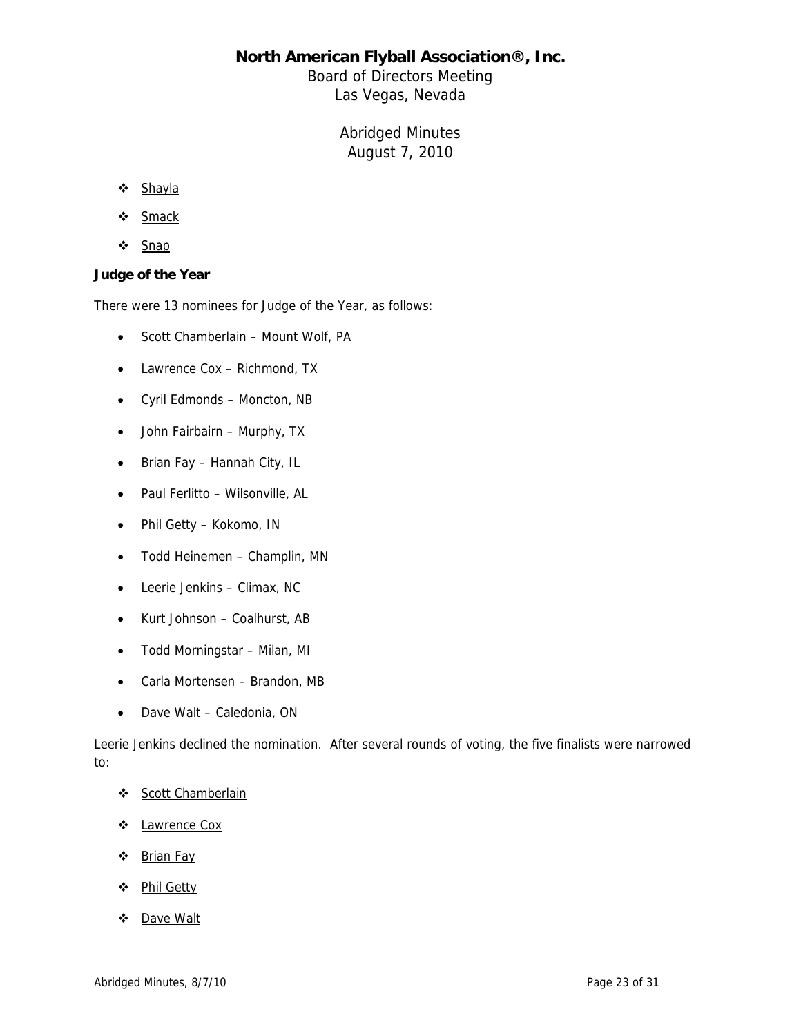- Shayla
- Smack
- Snap

**Judge of the Year**

There were 13 nominees for Judge of the Year, as follows:

- Scott Chamberlain – Mount Wolf, PA
- Lawrence Cox – Richmond, TX
- Cyril Edmonds – Moncton, NB
- John Fairbairn – Murphy, TX
- Brian Fay – Hannah City, IL
- Paul Ferlitto – Wilsonville, AL
- Phil Getty – Kokomo, IN
- Todd Heinemen – Champlin, MN
- Leerie Jenkins – Climax, NC
- Kurt Johnson – Coalhurst, AB
- Todd Morningstar – Milan, MI
- Carla Mortensen – Brandon, MB
- Dave Walt – Caledonia, ON

Leerie Jenkins declined the nomination. After several rounds of voting, the five finalists were narrowed to:

- Scott Chamberlain
- Lawrence Cox
- Brian Fay
- Phil Getty
- Dave Walt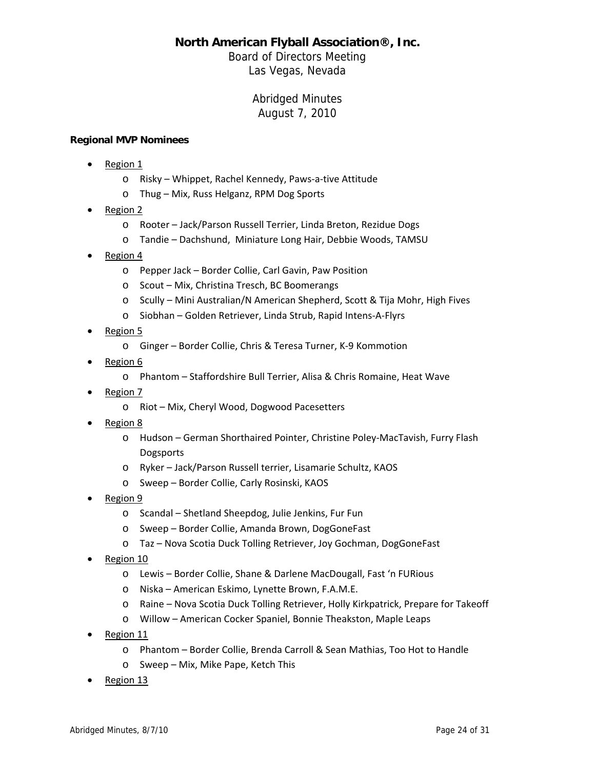**North American Flyball Association®, Inc.**

Board of Directors Meeting
Las Vegas, Nevada

Abridged Minutes
August 7, 2010

**Regional MVP Nominees**

- Region 1
  - Risky – Whippet, Rachel Kennedy, Paws-a-tive Attitude
  - Thug – Mix, Russ Helganz, RPM Dog Sports
- Region 2
  - Rooter – Jack/Parson Russell Terrier, Linda Breton, Rezidue Dogs
  - Tandie – Dachshund, Miniature Long Hair, Debbie Woods, TAMSU
- Region 4
  - Pepper Jack – Border Collie, Carl Gavin, Paw Position
  - Scout – Mix, Christina Tresch, BC Boomerangs
  - Scully – Mini Australian/N American Shepherd, Scott & Tija Mohr, High Fives
  - Siobhan – Golden Retriever, Linda Strub, Rapid Intens-A-Flyrs
- Region 5
  - Ginger – Border Collie, Chris & Teresa Turner, K-9 Kommotion
- Region 6
  - Phantom – Staffordshire Bull Terrier, Alisa & Chris Romaine, Heat Wave
- Region 7
  - Riot – Mix, Cheryl Wood, Dogwood Pacesetters
- Region 8
  - Hudson – German Shorthaired Pointer, Christine Poley-MacTavish, Furry Flash Dogsports
  - Ryker – Jack/Parson Russell terrier, Lisamarie Schultz, KAOS
  - Sweep – Border Collie, Carly Rosinski, KAOS
- Region 9
  - Scandal – Shetland Sheepdog, Julie Jenkins, Fur Fun
  - Sweep – Border Collie, Amanda Brown, DogGoneFast
  - Taz – Nova Scotia Duck Tolling Retriever, Joy Gochman, DogGoneFast
- Region 10
  - Lewis – Border Collie, Shane & Darlene MacDougall, Fast 'n FURious
  - Niska – American Eskimo, Lynette Brown, F.A.M.E.
  - Raine – Nova Scotia Duck Tolling Retriever, Holly Kirkpatrick, Prepare for Takeoff
  - Willow – American Cocker Spaniel, Bonnie Theakston, Maple Leaps
- Region 11
  - Phantom – Border Collie, Brenda Carroll & Sean Mathias, Too Hot to Handle
  - Sweep – Mix, Mike Pape, Ketch This
- Region 13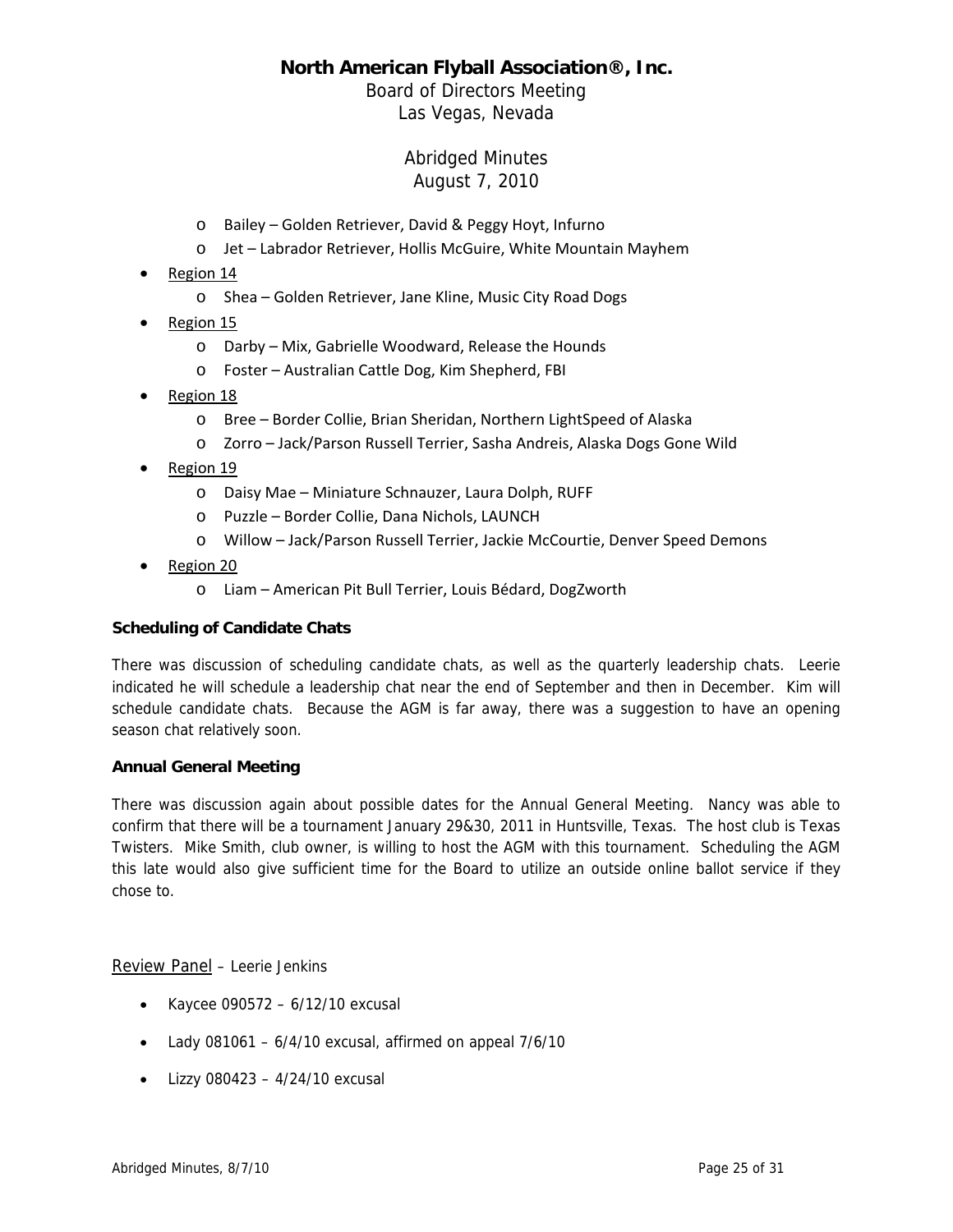- Bailey – Golden Retriever, David & Peggy Hoyt, Infurno
  - Jet – Labrador Retriever, Hollis McGuire, White Mountain Mayhem
- Region 14
  - Shea – Golden Retriever, Jane Kline, Music City Road Dogs
- Region 15
  - Darby – Mix, Gabrielle Woodward, Release the Hounds
  - Foster – Australian Cattle Dog, Kim Shepherd, FBI
- Region 18
  - Bree – Border Collie, Brian Sheridan, Northern LightSpeed of Alaska
  - Zorro – Jack/Parson Russell Terrier, Sasha Andreis, Alaska Dogs Gone Wild
- Region 19
  - Daisy Mae – Miniature Schnauzer, Laura Dolph, RUFF
  - Puzzle – Border Collie, Dana Nichols, LAUNCH
  - Willow – Jack/Parson Russell Terrier, Jackie McCourtie, Denver Speed Demons
- Region 20
  - Liam – American Pit Bull Terrier, Louis Bédard, DogZworth

**Scheduling of Candidate Chats**

There was discussion of scheduling candidate chats, as well as the quarterly leadership chats. Leerie indicated he will schedule a leadership chat near the end of September and then in December. Kim will schedule candidate chats. Because the AGM is far away, there was a suggestion to have an opening season chat relatively soon.

**Annual General Meeting**

There was discussion again about possible dates for the Annual General Meeting. Nancy was able to confirm that there will be a tournament January 29&30, 2011 in Huntsville, Texas. The host club is Texas Twisters. Mike Smith, club owner, is willing to host the AGM with this tournament. Scheduling the AGM this late would also give sufficient time for the Board to utilize an outside online ballot service if they chose to.

Review Panel – Leerie Jenkins

- Kaycee 090572 – 6/12/10 excusal
- Lady 081061 – 6/4/10 excusal, affirmed on appeal 7/6/10
- Lizzy 080423 – 4/24/10 excusal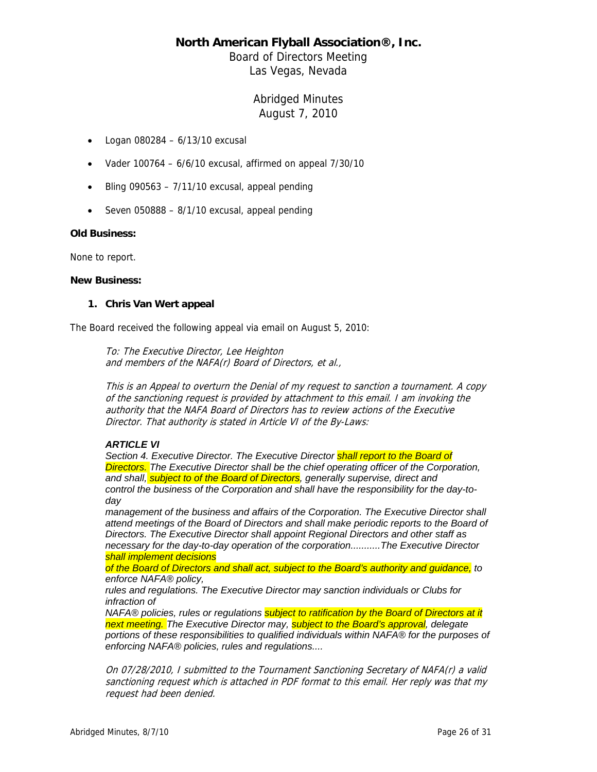# North American Flyball Association®, Inc.

Board of Directors Meeting
Las Vegas, Nevada

Abridged Minutes
August 7, 2010

- Logan 080284 – 6/13/10 excusal
- Vader 100764 – 6/6/10 excusal, affirmed on appeal 7/30/10
- Bling 090563 – 7/11/10 excusal, appeal pending
- Seven 050888 – 8/1/10 excusal, appeal pending

**Old Business:**

None to report.

**New Business:**

1. **Chris Van Wert appeal**

The Board received the following appeal via email on August 5, 2010:

> *To: The Executive Director, Lee Heighton*
> *and members of the NAFA(r) Board of Directors, et al.,*
>
> *This is an Appeal to overturn the Denial of my request to sanction a tournament. A copy of the sanctioning request is provided by attachment to this email. I am invoking the authority that the NAFA Board of Directors has to review actions of the Executive Director. That authority is stated in Article VI of the By-Laws:*
>
> ***ARTICLE VI***
> *Section 4. Executive Director. The Executive Director shall report to the Board of Directors. The Executive Director shall be the chief operating officer of the Corporation, and shall, subject to of the Board of Directors, generally supervise, direct and control the business of the Corporation and shall have the responsibility for the day-to-day management of the business and affairs of the Corporation. The Executive Director shall attend meetings of the Board of Directors and shall make periodic reports to the Board of Directors. The Executive Director shall appoint Regional Directors and other staff as necessary for the day-to-day operation of the corporation...........The Executive Director shall implement decisions of the Board of Directors and shall act, subject to the Board's authority and guidance, to enforce NAFA® policy, rules and regulations. The Executive Director may sanction individuals or Clubs for infraction of NAFA® policies, rules or regulations subject to ratification by the Board of Directors at it next meeting. The Executive Director may, subject to the Board's approval, delegate portions of these responsibilities to qualified individuals within NAFA® for the purposes of enforcing NAFA® policies, rules and regulations....*
>
> *On 07/28/2010, I submitted to the Tournament Sanctioning Secretary of NAFA(r) a valid sanctioning request which is attached in PDF format to this email. Her reply was that my request had been denied.*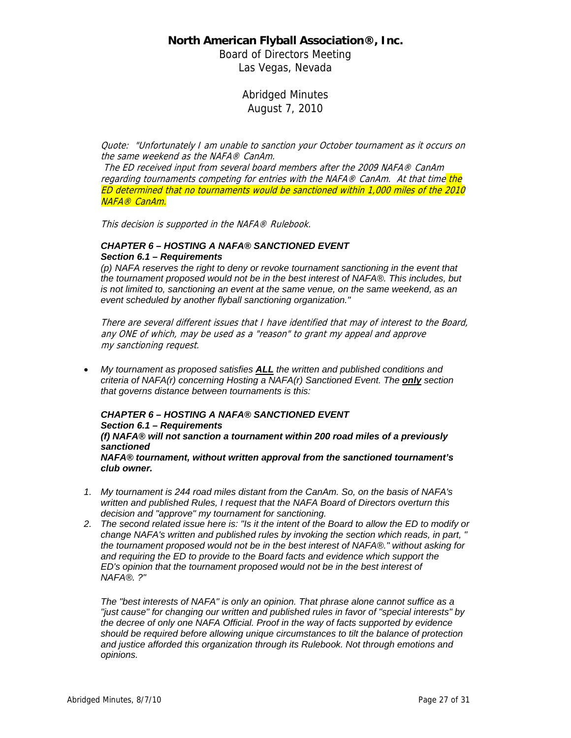**North American Flyball Association®, Inc.**

Board of Directors Meeting
Las Vegas, Nevada

Abridged Minutes
August 7, 2010

*Quote: "Unfortunately I am unable to sanction your October tournament as it occurs on the same weekend as the NAFA® CanAm.*
*The ED received input from several board members after the 2009 NAFA® CanAm regarding tournaments competing for entries with the NAFA® CanAm. At that time the ED determined that no tournaments would be sanctioned within 1,000 miles of the 2010 NAFA® CanAm.*

*This decision is supported in the NAFA® Rulebook.*

***CHAPTER 6 – HOSTING A NAFA® SANCTIONED EVENT***
***Section 6.1 – Requirements***
*(p) NAFA reserves the right to deny or revoke tournament sanctioning in the event that the tournament proposed would not be in the best interest of NAFA®. This includes, but is not limited to, sanctioning an event at the same venue, on the same weekend, as an event scheduled by another flyball sanctioning organization."*

*There are several different issues that I have identified that may of interest to the Board, any ONE of which, may be used as a "reason" to grant my appeal and approve my sanctioning request.*

- *My tournament as proposed satisfies **ALL** the written and published conditions and criteria of NAFA(r) concerning Hosting a NAFA(r) Sanctioned Event. The **only** section that governs distance between tournaments is this:*

***CHAPTER 6 – HOSTING A NAFA® SANCTIONED EVENT***
***Section 6.1 – Requirements***
***(f) NAFA® will not sanction a tournament within 200 road miles of a previously sanctioned***
***NAFA® tournament, without written approval from the sanctioned tournament's club owner.***

1. *My tournament is 244 road miles distant from the CanAm. So, on the basis of NAFA's written and published Rules, I request that the NAFA Board of Directors overturn this decision and "approve" my tournament for sanctioning.*
2. *The second related issue here is: "Is it the intent of the Board to allow the ED to modify or change NAFA's written and published rules by invoking the section which reads, in part, " the tournament proposed would not be in the best interest of NAFA®." without asking for and requiring the ED to provide to the Board facts and evidence which support the ED's opinion that the tournament proposed would not be in the best interest of NAFA®. ?"*

*The "best interests of NAFA" is only an opinion. That phrase alone cannot suffice as a "just cause" for changing our written and published rules in favor of "special interests" by the decree of only one NAFA Official. Proof in the way of facts supported by evidence should be required before allowing unique circumstances to tilt the balance of protection and justice afforded this organization through its Rulebook. Not through emotions and opinions.*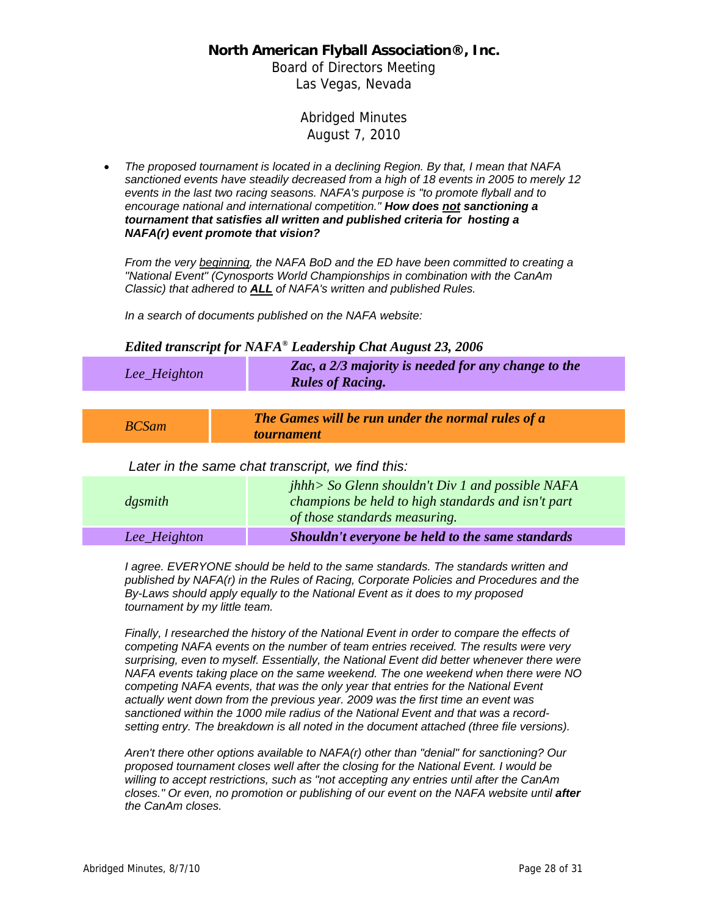**North American Flyball Association®, Inc.**

Board of Directors Meeting
Las Vegas, Nevada

Abridged Minutes
August 7, 2010

- *The proposed tournament is located in a declining Region. By that, I mean that NAFA sanctioned events have steadily decreased from a high of 18 events in 2005 to merely 12 events in the last two racing seasons. NAFA's purpose is "to promote flyball and to encourage national and international competition."* ***How does <u>not</u> sanctioning a tournament that satisfies all written and published criteria for hosting a NAFA(r) event promote that vision?***

  *From the very <u>beginning</u>, the NAFA BoD and the ED have been committed to creating a "National Event" (Cynosports World Championships in combination with the CanAm Classic) that adhered to **<u>ALL</u>** of NAFA's written and published Rules.*

  *In a search of documents published on the NAFA website:*

***Edited transcript for NAFA® Leadership Chat August 23, 2006***

| | |
|---|---|
| *Lee_Heighton* | ***Zac, a 2/3 majority is needed for any change to the Rules of Racing.*** |

| | |
|---|---|
| *BCSam* | ***The Games will be run under the normal rules of a tournament*** |

*Later in the same chat transcript, we find this:*

| | |
|---|---|
| *dgsmith* | *jhhh> So Glenn shouldn't Div 1 and possible NAFA champions be held to high standards and isn't part of those standards measuring.* |
| *Lee_Heighton* | ***Shouldn't everyone be held to the same standards*** |

*I agree. EVERYONE should be held to the same standards. The standards written and published by NAFA(r) in the Rules of Racing, Corporate Policies and Procedures and the By-Laws should apply equally to the National Event as it does to my proposed tournament by my little team.*

*Finally, I researched the history of the National Event in order to compare the effects of competing NAFA events on the number of team entries received. The results were very surprising, even to myself. Essentially, the National Event did better whenever there were NAFA events taking place on the same weekend. The one weekend when there were NO competing NAFA events, that was the only year that entries for the National Event actually went down from the previous year. 2009 was the first time an event was sanctioned within the 1000 mile radius of the National Event and that was a record-setting entry. The breakdown is all noted in the document attached (three file versions).*

*Aren't there other options available to NAFA(r) other than "denial" for sanctioning? Our proposed tournament closes well after the closing for the National Event. I would be willing to accept restrictions, such as "not accepting any entries until after the CanAm closes." Or even, no promotion or publishing of our event on the NAFA website until **after** the CanAm closes.*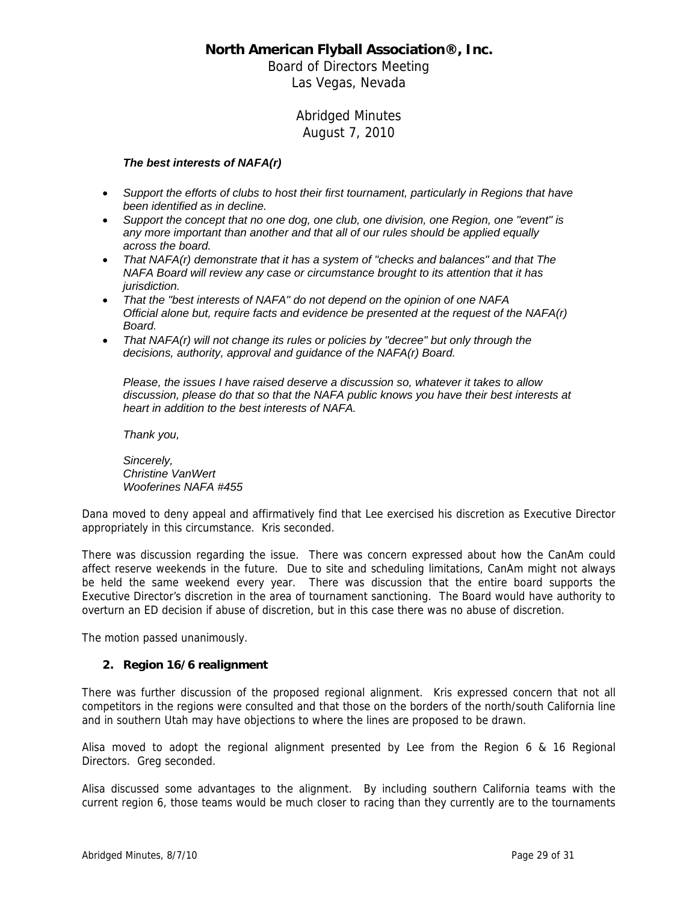*The best interests of NAFA(r)*

- *Support the efforts of clubs to host their first tournament, particularly in Regions that have been identified as in decline.*
- *Support the concept that no one dog, one club, one division, one Region, one "event" is any more important than another and that all of our rules should be applied equally across the board.*
- *That NAFA(r) demonstrate that it has a system of "checks and balances" and that The NAFA Board will review any case or circumstance brought to its attention that it has jurisdiction.*
- *That the "best interests of NAFA" do not depend on the opinion of one NAFA Official alone but, require facts and evidence be presented at the request of the NAFA(r) Board.*
- *That NAFA(r) will not change its rules or policies by "decree" but only through the decisions, authority, approval and guidance of the NAFA(r) Board.*

*Please, the issues I have raised deserve a discussion so, whatever it takes to allow discussion, please do that so that the NAFA public knows you have their best interests at heart in addition to the best interests of NAFA.*

*Thank you,*

*Sincerely,*
*Christine VanWert*
*Wooferines NAFA #455*

Dana moved to deny appeal and affirmatively find that Lee exercised his discretion as Executive Director appropriately in this circumstance. Kris seconded.

There was discussion regarding the issue. There was concern expressed about how the CanAm could affect reserve weekends in the future. Due to site and scheduling limitations, CanAm might not always be held the same weekend every year. There was discussion that the entire board supports the Executive Director's discretion in the area of tournament sanctioning. The Board would have authority to overturn an ED decision if abuse of discretion, but in this case there was no abuse of discretion.

The motion passed unanimously.

**2. Region 16/6 realignment**

There was further discussion of the proposed regional alignment. Kris expressed concern that not all competitors in the regions were consulted and that those on the borders of the north/south California line and in southern Utah may have objections to where the lines are proposed to be drawn.

Alisa moved to adopt the regional alignment presented by Lee from the Region 6 & 16 Regional Directors. Greg seconded.

Alisa discussed some advantages to the alignment. By including southern California teams with the current region 6, those teams would be much closer to racing than they currently are to the tournaments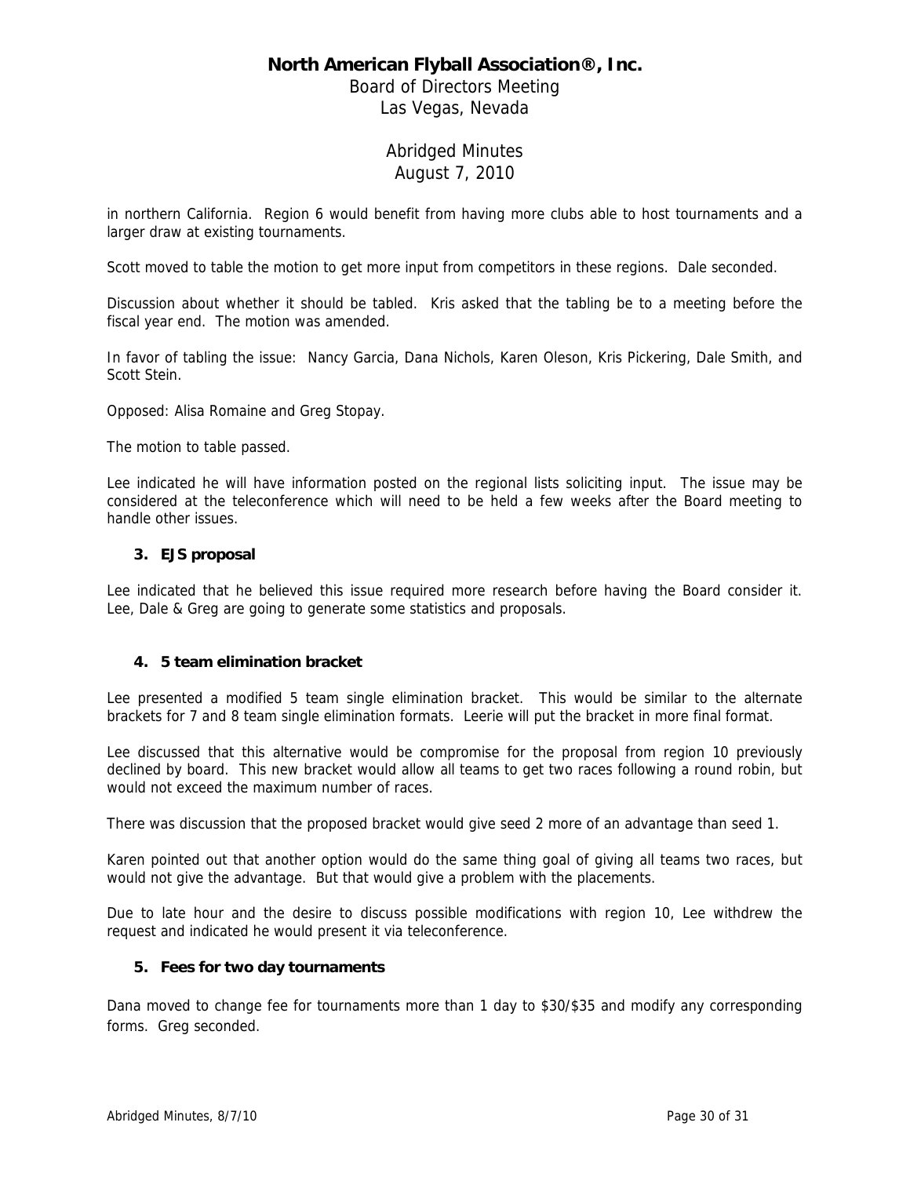in northern California. Region 6 would benefit from having more clubs able to host tournaments and a larger draw at existing tournaments.

Scott moved to table the motion to get more input from competitors in these regions. Dale seconded.

Discussion about whether it should be tabled. Kris asked that the tabling be to a meeting before the fiscal year end. The motion was amended.

In favor of tabling the issue: Nancy Garcia, Dana Nichols, Karen Oleson, Kris Pickering, Dale Smith, and Scott Stein.

Opposed: Alisa Romaine and Greg Stopay.

The motion to table passed.

Lee indicated he will have information posted on the regional lists soliciting input. The issue may be considered at the teleconference which will need to be held a few weeks after the Board meeting to handle other issues.

### 3. EJS proposal

Lee indicated that he believed this issue required more research before having the Board consider it. Lee, Dale & Greg are going to generate some statistics and proposals.

### 4. 5 team elimination bracket

Lee presented a modified 5 team single elimination bracket. This would be similar to the alternate brackets for 7 and 8 team single elimination formats. Leerie will put the bracket in more final format.

Lee discussed that this alternative would be compromise for the proposal from region 10 previously declined by board. This new bracket would allow all teams to get two races following a round robin, but would not exceed the maximum number of races.

There was discussion that the proposed bracket would give seed 2 more of an advantage than seed 1.

Karen pointed out that another option would do the same thing goal of giving all teams two races, but would not give the advantage. But that would give a problem with the placements.

Due to late hour and the desire to discuss possible modifications with region 10, Lee withdrew the request and indicated he would present it via teleconference.

### 5. Fees for two day tournaments

Dana moved to change fee for tournaments more than 1 day to $30/$35 and modify any corresponding forms. Greg seconded.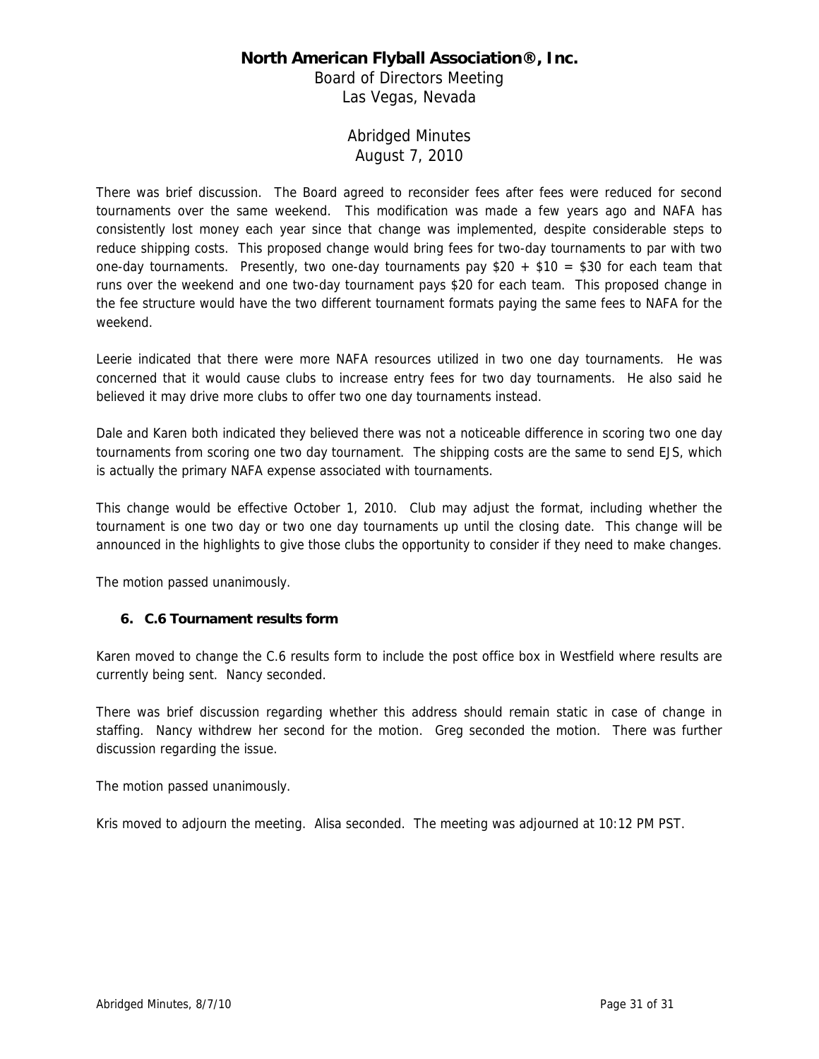# North American Flyball Association®, Inc.

Board of Directors Meeting
Las Vegas, Nevada

Abridged Minutes
August 7, 2010

There was brief discussion. The Board agreed to reconsider fees after fees were reduced for second tournaments over the same weekend. This modification was made a few years ago and NAFA has consistently lost money each year since that change was implemented, despite considerable steps to reduce shipping costs. This proposed change would bring fees for two-day tournaments to par with two one-day tournaments. Presently, two one-day tournaments pay $20 + $10 = $30 for each team that runs over the weekend and one two-day tournament pays $20 for each team. This proposed change in the fee structure would have the two different tournament formats paying the same fees to NAFA for the weekend.

Leerie indicated that there were more NAFA resources utilized in two one day tournaments. He was concerned that it would cause clubs to increase entry fees for two day tournaments. He also said he believed it may drive more clubs to offer two one day tournaments instead.

Dale and Karen both indicated they believed there was not a noticeable difference in scoring two one day tournaments from scoring one two day tournament. The shipping costs are the same to send EJS, which is actually the primary NAFA expense associated with tournaments.

This change would be effective October 1, 2010. Club may adjust the format, including whether the tournament is one two day or two one day tournaments up until the closing date. This change will be announced in the highlights to give those clubs the opportunity to consider if they need to make changes.

The motion passed unanimously.

**6. C.6 Tournament results form**

Karen moved to change the C.6 results form to include the post office box in Westfield where results are currently being sent. Nancy seconded.

There was brief discussion regarding whether this address should remain static in case of change in staffing. Nancy withdrew her second for the motion. Greg seconded the motion. There was further discussion regarding the issue.

The motion passed unanimously.

Kris moved to adjourn the meeting. Alisa seconded. The meeting was adjourned at 10:12 PM PST.